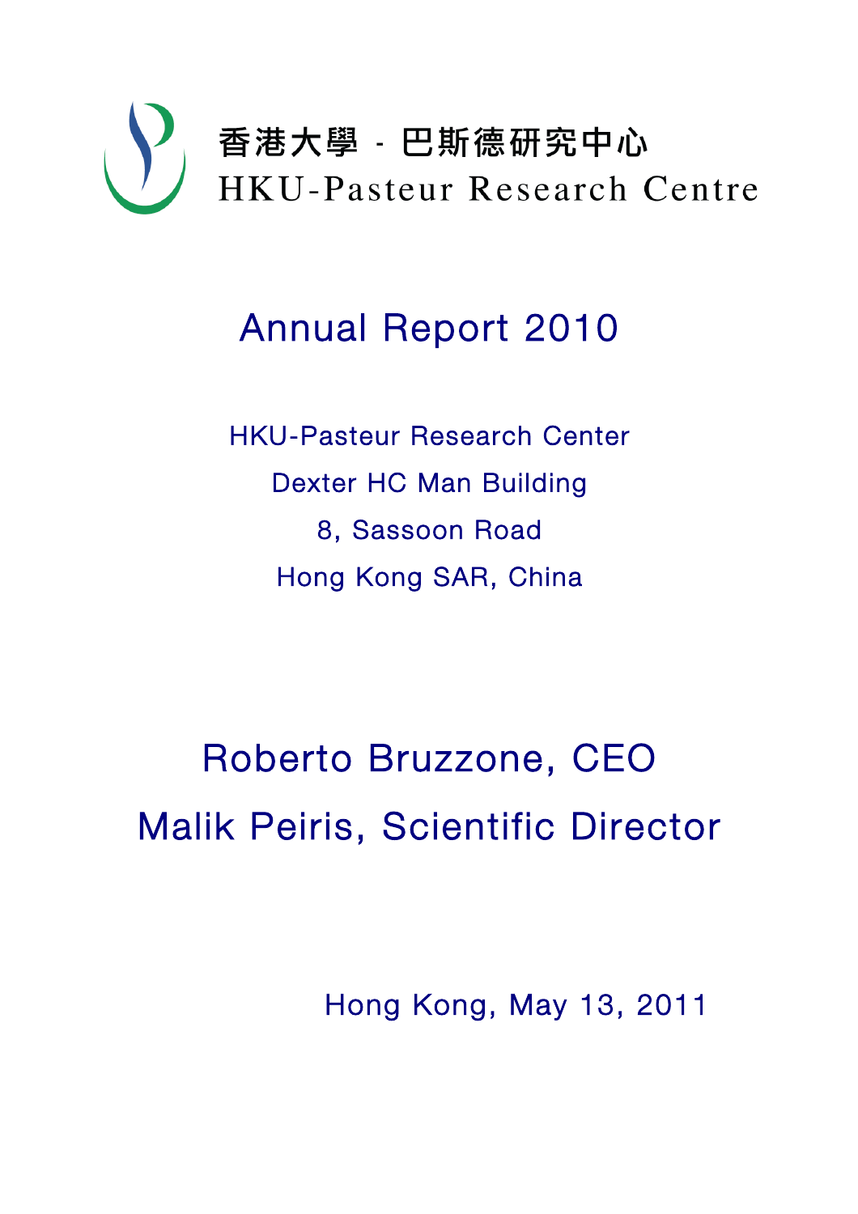香港大學 · 巴斯德研究中心

HKU-Pasteur Research Centre

# Annual Report 2010

HKU-Pasteur Research Center

Dexter HC Man Building

8, Sassoon Road

Hong Kong SAR, China

## Roberto Bruzzone, CEO

## Malik Peiris, Scientific Director

Hong Kong, May 13, 2011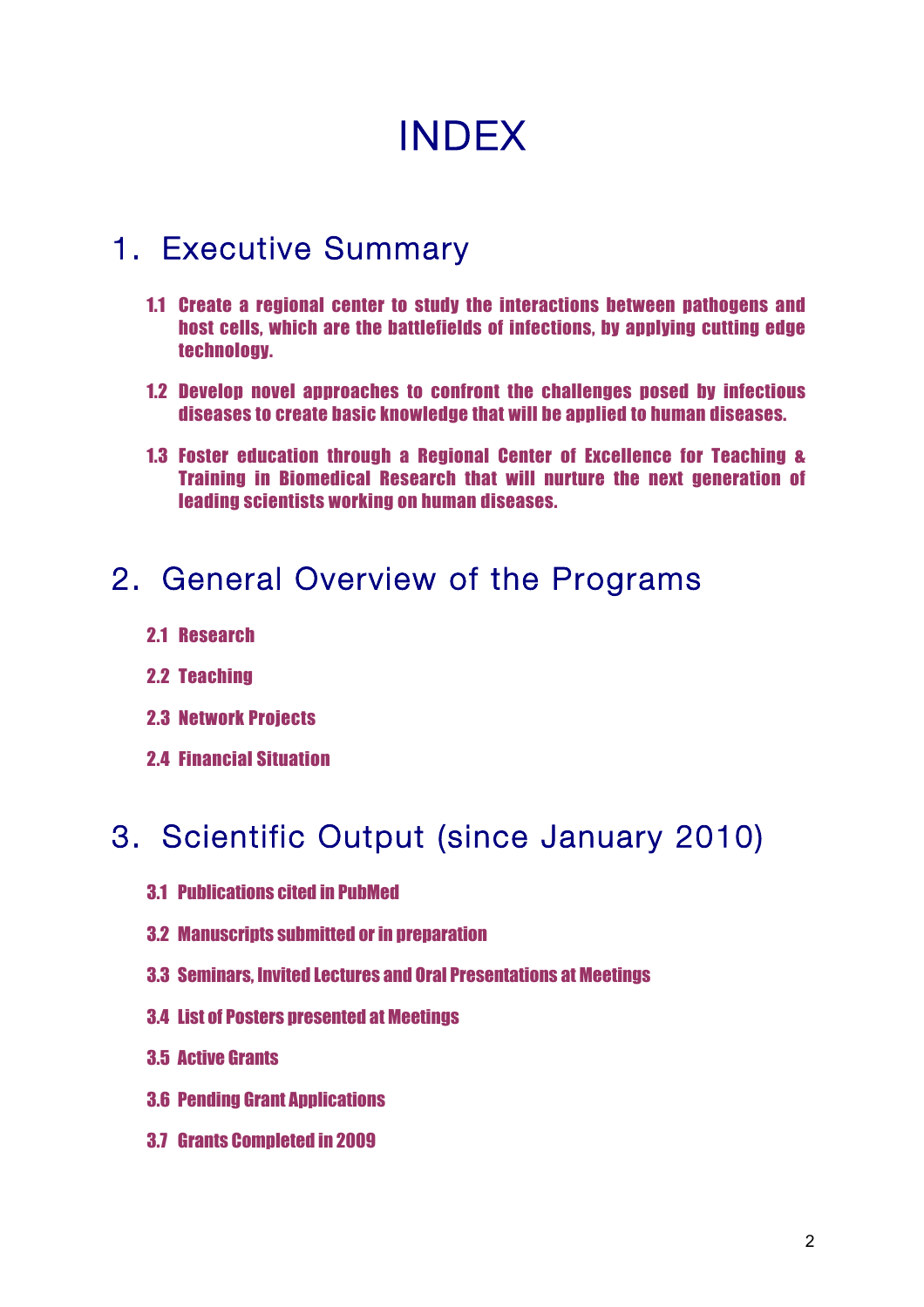# INDEX

## 1. Executive Summary

**1.1 Create a regional center to study the interactions between pathogens and host cells, which are the battlefields of infections, by applying cutting edge technology.**

**1.2 Develop novel approaches to confront the challenges posed by infectious diseases to create basic knowledge that will be applied to human diseases.**

**1.3 Foster education through a Regional Center of Excellence for Teaching & Training in Biomedical Research that will nurture the next generation of leading scientists working on human diseases.**

## 2. General Overview of the Programs

**2.1 Research**

**2.2 Teaching**

**2.3 Network Projects**

**2.4 Financial Situation**

## 3. Scientific Output (since January 2010)

**3.1 Publications cited in PubMed**

**3.2 Manuscripts submitted or in preparation**

**3.3 Seminars, Invited Lectures and Oral Presentations at Meetings**

**3.4 List of Posters presented at Meetings**

**3.5 Active Grants**

**3.6 Pending Grant Applications**

**3.7 Grants Completed in 2009**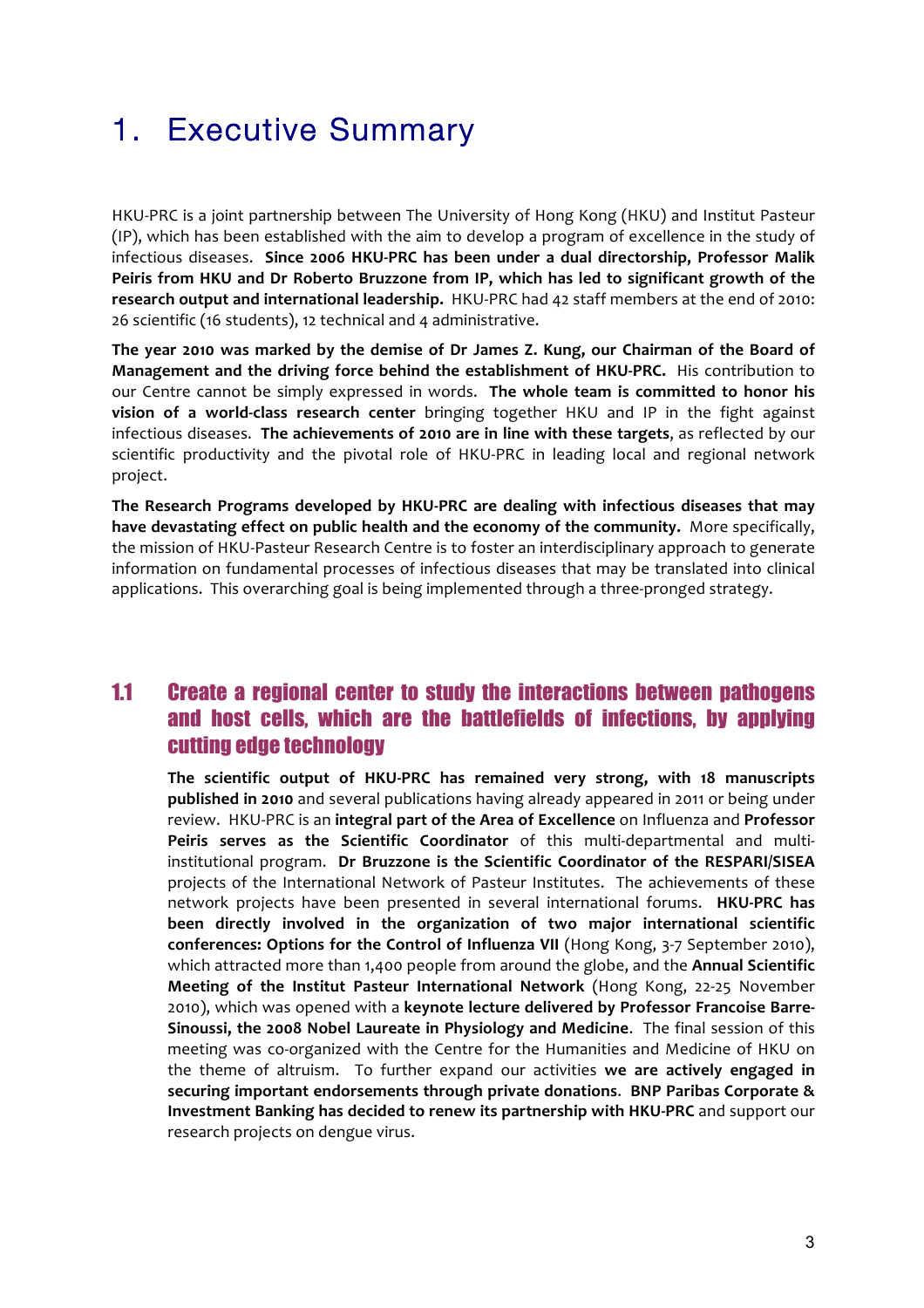# 1. Executive Summary

HKU-PRC is a joint partnership between The University of Hong Kong (HKU) and Institut Pasteur (IP), which has been established with the aim to develop a program of excellence in the study of infectious diseases. **Since 2006 HKU-PRC has been under a dual directorship, Professor Malik Peiris from HKU and Dr Roberto Bruzzone from IP, which has led to significant growth of the research output and international leadership.** HKU-PRC had 42 staff members at the end of 2010: 26 scientific (16 students), 12 technical and 4 administrative.

**The year 2010 was marked by the demise of Dr James Z. Kung, our Chairman of the Board of Management and the driving force behind the establishment of HKU-PRC.** His contribution to our Centre cannot be simply expressed in words. **The whole team is committed to honor his vision of a world-class research center** bringing together HKU and IP in the fight against infectious diseases. **The achievements of 2010 are in line with these targets**, as reflected by our scientific productivity and the pivotal role of HKU-PRC in leading local and regional network project.

**The Research Programs developed by HKU-PRC are dealing with infectious diseases that may have devastating effect on public health and the economy of the community.** More specifically, the mission of HKU-Pasteur Research Centre is to foster an interdisciplinary approach to generate information on fundamental processes of infectious diseases that may be translated into clinical applications. This overarching goal is being implemented through a three-pronged strategy.

## 1.1 Create a regional center to study the interactions between pathogens and host cells, which are the battlefields of infections, by applying cutting edge technology

**The scientific output of HKU-PRC has remained very strong, with 18 manuscripts published in 2010** and several publications having already appeared in 2011 or being under review. HKU-PRC is an **integral part of the Area of Excellence** on Influenza and **Professor Peiris serves as the Scientific Coordinator** of this multi-departmental and multi-institutional program. **Dr Bruzzone is the Scientific Coordinator of the RESPARI/SISEA** projects of the International Network of Pasteur Institutes. The achievements of these network projects have been presented in several international forums. **HKU-PRC has been directly involved in the organization of two major international scientific conferences: Options for the Control of Influenza VII** (Hong Kong, 3-7 September 2010), which attracted more than 1,400 people from around the globe, and the **Annual Scientific Meeting of the Institut Pasteur International Network** (Hong Kong, 22-25 November 2010), which was opened with a **keynote lecture delivered by Professor Francoise Barre-Sinoussi, the 2008 Nobel Laureate in Physiology and Medicine**. The final session of this meeting was co-organized with the Centre for the Humanities and Medicine of HKU on the theme of altruism. To further expand our activities **we are actively engaged in securing important endorsements through private donations**. **BNP Paribas Corporate & Investment Banking has decided to renew its partnership with HKU-PRC** and support our research projects on dengue virus.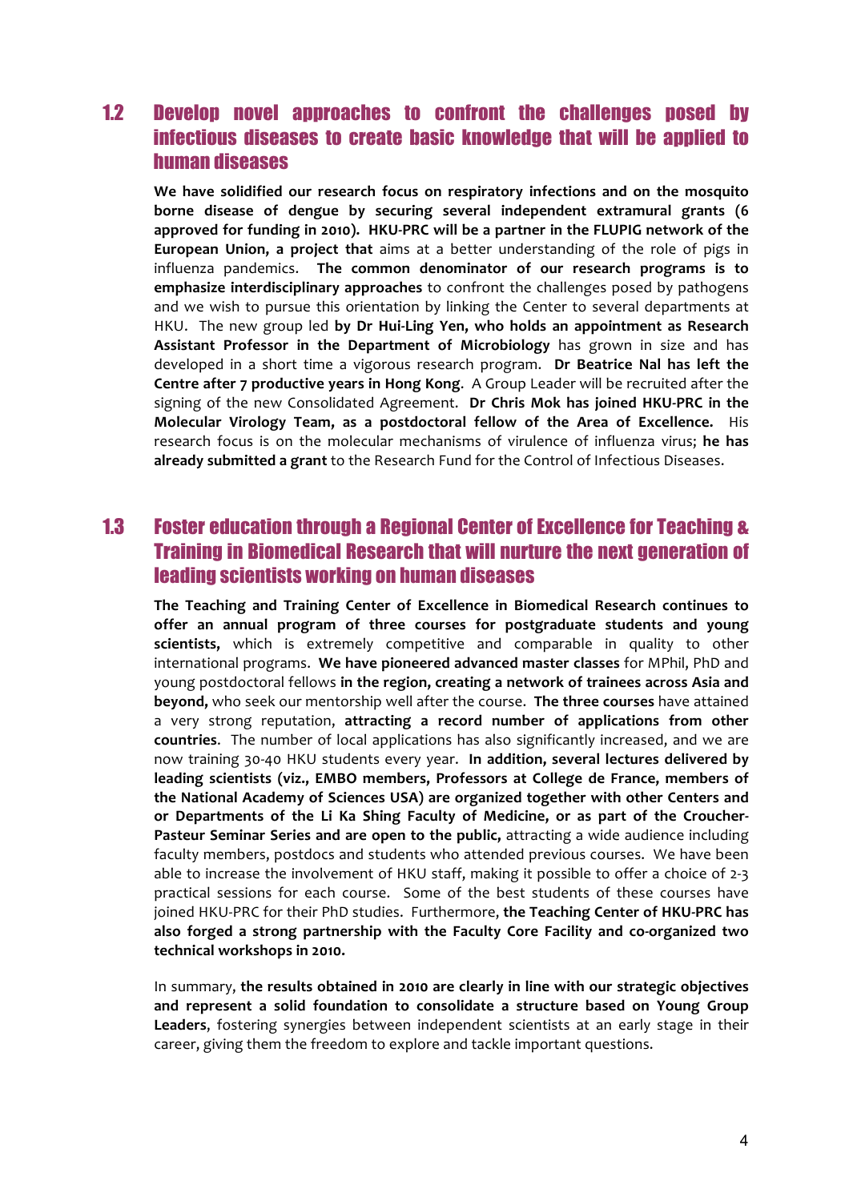## 1.2 Develop novel approaches to confront the challenges posed by infectious diseases to create basic knowledge that will be applied to human diseases

**We have solidified our research focus on respiratory infections and on the mosquito borne disease of dengue by securing several independent extramural grants (6 approved for funding in 2010). HKU-PRC will be a partner in the FLUPIG network of the European Union, a project that** aims at a better understanding of the role of pigs in influenza pandemics. **The common denominator of our research programs is to emphasize interdisciplinary approaches** to confront the challenges posed by pathogens and we wish to pursue this orientation by linking the Center to several departments at HKU. The new group led **by Dr Hui-Ling Yen, who holds an appointment as Research Assistant Professor in the Department of Microbiology** has grown in size and has developed in a short time a vigorous research program. **Dr Beatrice Nal has left the Centre after 7 productive years in Hong Kong**. A Group Leader will be recruited after the signing of the new Consolidated Agreement. **Dr Chris Mok has joined HKU-PRC in the Molecular Virology Team, as a postdoctoral fellow of the Area of Excellence.** His research focus is on the molecular mechanisms of virulence of influenza virus; **he has already submitted a grant** to the Research Fund for the Control of Infectious Diseases.

## 1.3 Foster education through a Regional Center of Excellence for Teaching & Training in Biomedical Research that will nurture the next generation of leading scientists working on human diseases

**The Teaching and Training Center of Excellence in Biomedical Research continues to offer an annual program of three courses for postgraduate students and young scientists,** which is extremely competitive and comparable in quality to other international programs. **We have pioneered advanced master classes** for MPhil, PhD and young postdoctoral fellows **in the region, creating a network of trainees across Asia and beyond,** who seek our mentorship well after the course. **The three courses** have attained a very strong reputation, **attracting a record number of applications from other countries**. The number of local applications has also significantly increased, and we are now training 30-40 HKU students every year. **In addition, several lectures delivered by leading scientists (viz., EMBO members, Professors at College de France, members of the National Academy of Sciences USA) are organized together with other Centers and or Departments of the Li Ka Shing Faculty of Medicine, or as part of the Croucher-Pasteur Seminar Series and are open to the public,** attracting a wide audience including faculty members, postdocs and students who attended previous courses. We have been able to increase the involvement of HKU staff, making it possible to offer a choice of 2-3 practical sessions for each course. Some of the best students of these courses have joined HKU-PRC for their PhD studies. Furthermore, **the Teaching Center of HKU-PRC has also forged a strong partnership with the Faculty Core Facility and co-organized two technical workshops in 2010.**

In summary, **the results obtained in 2010 are clearly in line with our strategic objectives and represent a solid foundation to consolidate a structure based on Young Group Leaders**, fostering synergies between independent scientists at an early stage in their career, giving them the freedom to explore and tackle important questions.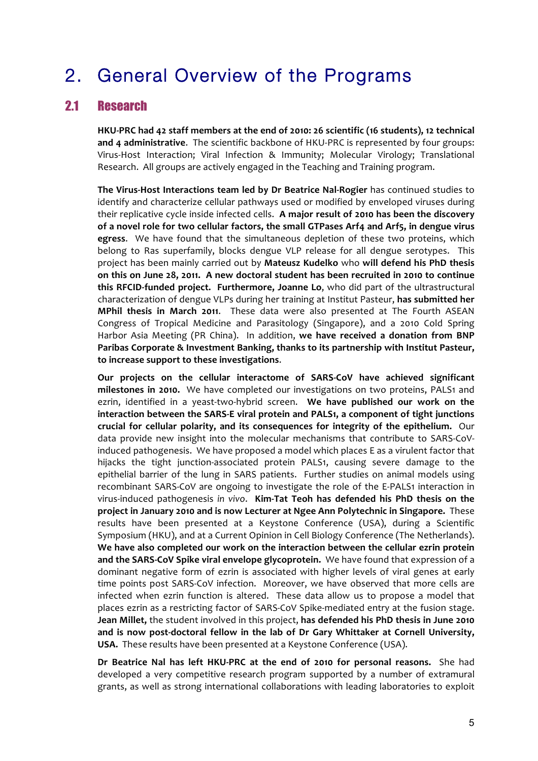# 2. General Overview of the Programs

## 2.1 Research

**HKU-PRC had 42 staff members at the end of 2010: 26 scientific (16 students), 12 technical and 4 administrative**. The scientific backbone of HKU-PRC is represented by four groups: Virus-Host Interaction; Viral Infection & Immunity; Molecular Virology; Translational Research. All groups are actively engaged in the Teaching and Training program.

**The Virus-Host Interactions team led by Dr Beatrice Nal-Rogier** has continued studies to identify and characterize cellular pathways used or modified by enveloped viruses during their replicative cycle inside infected cells. **A major result of 2010 has been the discovery of a novel role for two cellular factors, the small GTPases Arf4 and Arf5, in dengue virus egress**. We have found that the simultaneous depletion of these two proteins, which belong to Ras superfamily, blocks dengue VLP release for all dengue serotypes. This project has been mainly carried out by **Mateusz Kudelko** who **will defend his PhD thesis on this on June 28, 2011. A new doctoral student has been recruited in 2010 to continue this RFCID-funded project. Furthermore, Joanne Lo**, who did part of the ultrastructural characterization of dengue VLPs during her training at Institut Pasteur, **has submitted her MPhil thesis in March 2011**. These data were also presented at The Fourth ASEAN Congress of Tropical Medicine and Parasitology (Singapore), and a 2010 Cold Spring Harbor Asia Meeting (PR China). In addition, **we have received a donation from BNP Paribas Corporate & Investment Banking, thanks to its partnership with Institut Pasteur, to increase support to these investigations**.

**Our projects on the cellular interactome of SARS-CoV have achieved significant milestones in 2010.** We have completed our investigations on two proteins, PALS1 and ezrin, identified in a yeast-two-hybrid screen. **We have published our work on the interaction between the SARS-E viral protein and PALS1, a component of tight junctions crucial for cellular polarity, and its consequences for integrity of the epithelium.** Our data provide new insight into the molecular mechanisms that contribute to SARS-CoV-induced pathogenesis. We have proposed a model which places E as a virulent factor that hijacks the tight junction-associated protein PALS1, causing severe damage to the epithelial barrier of the lung in SARS patients. Further studies on animal models using recombinant SARS-CoV are ongoing to investigate the role of the E-PALS1 interaction in virus-induced pathogenesis *in vivo*. **Kim-Tat Teoh has defended his PhD thesis on the project in January 2010 and is now Lecturer at Ngee Ann Polytechnic in Singapore.** These results have been presented at a Keystone Conference (USA), during a Scientific Symposium (HKU), and at a Current Opinion in Cell Biology Conference (The Netherlands). **We have also completed our work on the interaction between the cellular ezrin protein and the SARS-CoV Spike viral envelope glycoprotein.** We have found that expression of a dominant negative form of ezrin is associated with higher levels of viral genes at early time points post SARS-CoV infection. Moreover, we have observed that more cells are infected when ezrin function is altered. These data allow us to propose a model that places ezrin as a restricting factor of SARS-CoV Spike-mediated entry at the fusion stage. **Jean Millet,** the student involved in this project, **has defended his PhD thesis in June 2010 and is now post-doctoral fellow in the lab of Dr Gary Whittaker at Cornell University, USA.** These results have been presented at a Keystone Conference (USA).

**Dr Beatrice Nal has left HKU-PRC at the end of 2010 for personal reasons.** She had developed a very competitive research program supported by a number of extramural grants, as well as strong international collaborations with leading laboratories to exploit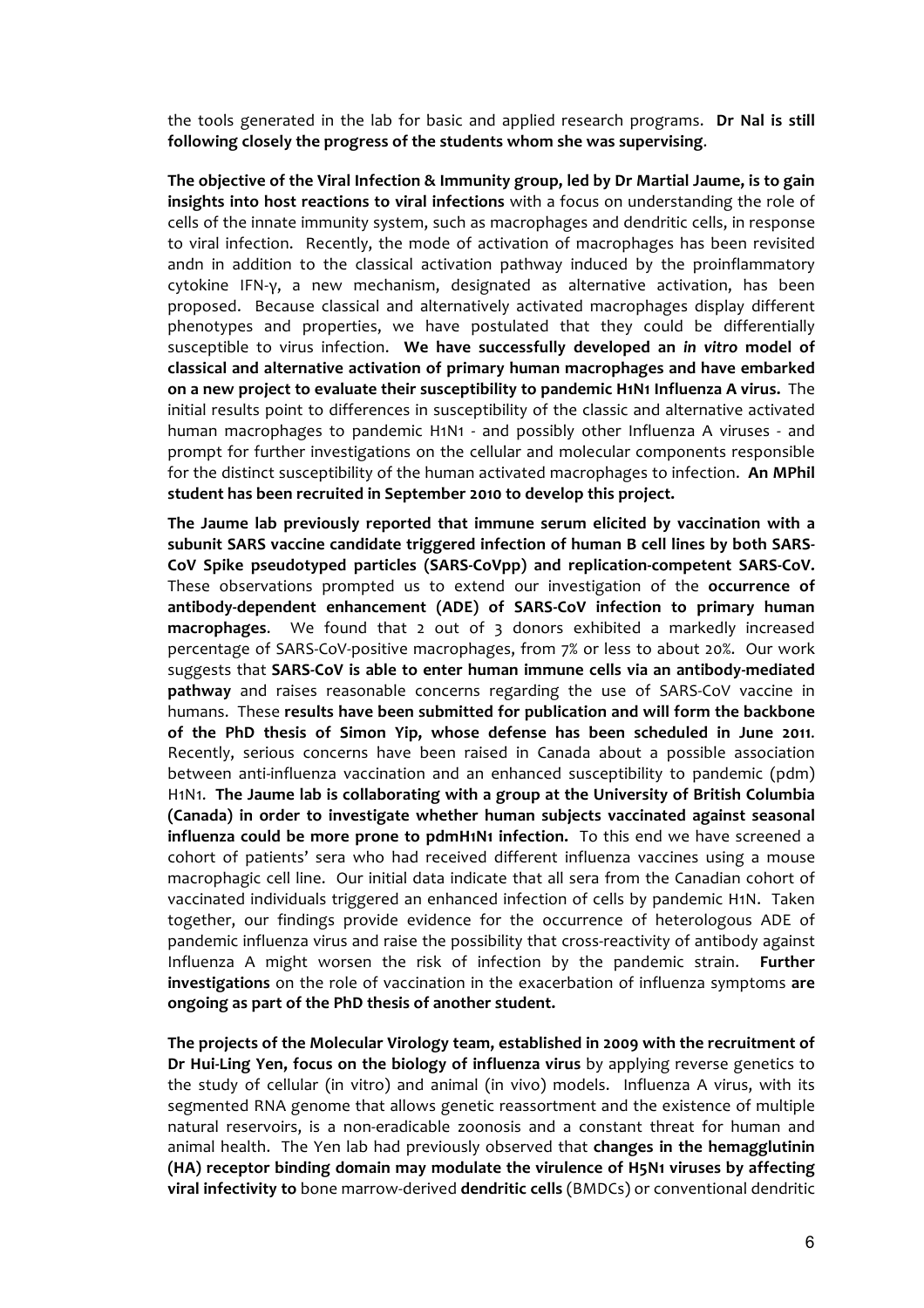the tools generated in the lab for basic and applied research programs. **Dr Nal is still following closely the progress of the students whom she was supervising**.

**The objective of the Viral Infection & Immunity group, led by Dr Martial Jaume, is to gain insights into host reactions to viral infections** with a focus on understanding the role of cells of the innate immunity system, such as macrophages and dendritic cells, in response to viral infection. Recently, the mode of activation of macrophages has been revisited andn in addition to the classical activation pathway induced by the proinflammatory cytokine IFN-γ, a new mechanism, designated as alternative activation, has been proposed. Because classical and alternatively activated macrophages display different phenotypes and properties, we have postulated that they could be differentially susceptible to virus infection. **We have successfully developed an *in vitro* model of classical and alternative activation of primary human macrophages and have embarked on a new project to evaluate their susceptibility to pandemic H1N1 Influenza A virus.** The initial results point to differences in susceptibility of the classic and alternative activated human macrophages to pandemic H1N1 - and possibly other Influenza A viruses - and prompt for further investigations on the cellular and molecular components responsible for the distinct susceptibility of the human activated macrophages to infection. **An MPhil student has been recruited in September 2010 to develop this project.**

**The Jaume lab previously reported that immune serum elicited by vaccination with a subunit SARS vaccine candidate triggered infection of human B cell lines by both SARS-CoV Spike pseudotyped particles (SARS-CoVpp) and replication-competent SARS-CoV.** These observations prompted us to extend our investigation of the **occurrence of antibody-dependent enhancement (ADE) of SARS-CoV infection to primary human macrophages**. We found that 2 out of 3 donors exhibited a markedly increased percentage of SARS-CoV-positive macrophages, from 7% or less to about 20%. Our work suggests that **SARS-CoV is able to enter human immune cells via an antibody-mediated pathway** and raises reasonable concerns regarding the use of SARS-CoV vaccine in humans. These **results have been submitted for publication and will form the backbone of the PhD thesis of Simon Yip, whose defense has been scheduled in June 2011**. Recently, serious concerns have been raised in Canada about a possible association between anti-influenza vaccination and an enhanced susceptibility to pandemic (pdm) H1N1. **The Jaume lab is collaborating with a group at the University of British Columbia (Canada) in order to investigate whether human subjects vaccinated against seasonal influenza could be more prone to pdmH1N1 infection.** To this end we have screened a cohort of patients' sera who had received different influenza vaccines using a mouse macrophagic cell line. Our initial data indicate that all sera from the Canadian cohort of vaccinated individuals triggered an enhanced infection of cells by pandemic H1N. Taken together, our findings provide evidence for the occurrence of heterologous ADE of pandemic influenza virus and raise the possibility that cross-reactivity of antibody against Influenza A might worsen the risk of infection by the pandemic strain. **Further investigations** on the role of vaccination in the exacerbation of influenza symptoms **are ongoing as part of the PhD thesis of another student.**

**The projects of the Molecular Virology team, established in 2009 with the recruitment of Dr Hui-Ling Yen, focus on the biology of influenza virus** by applying reverse genetics to the study of cellular (in vitro) and animal (in vivo) models. Influenza A virus, with its segmented RNA genome that allows genetic reassortment and the existence of multiple natural reservoirs, is a non-eradicable zoonosis and a constant threat for human and animal health. The Yen lab had previously observed that **changes in the hemagglutinin (HA) receptor binding domain may modulate the virulence of H5N1 viruses by affecting viral infectivity to** bone marrow-derived **dendritic cells** (BMDCs) or conventional dendritic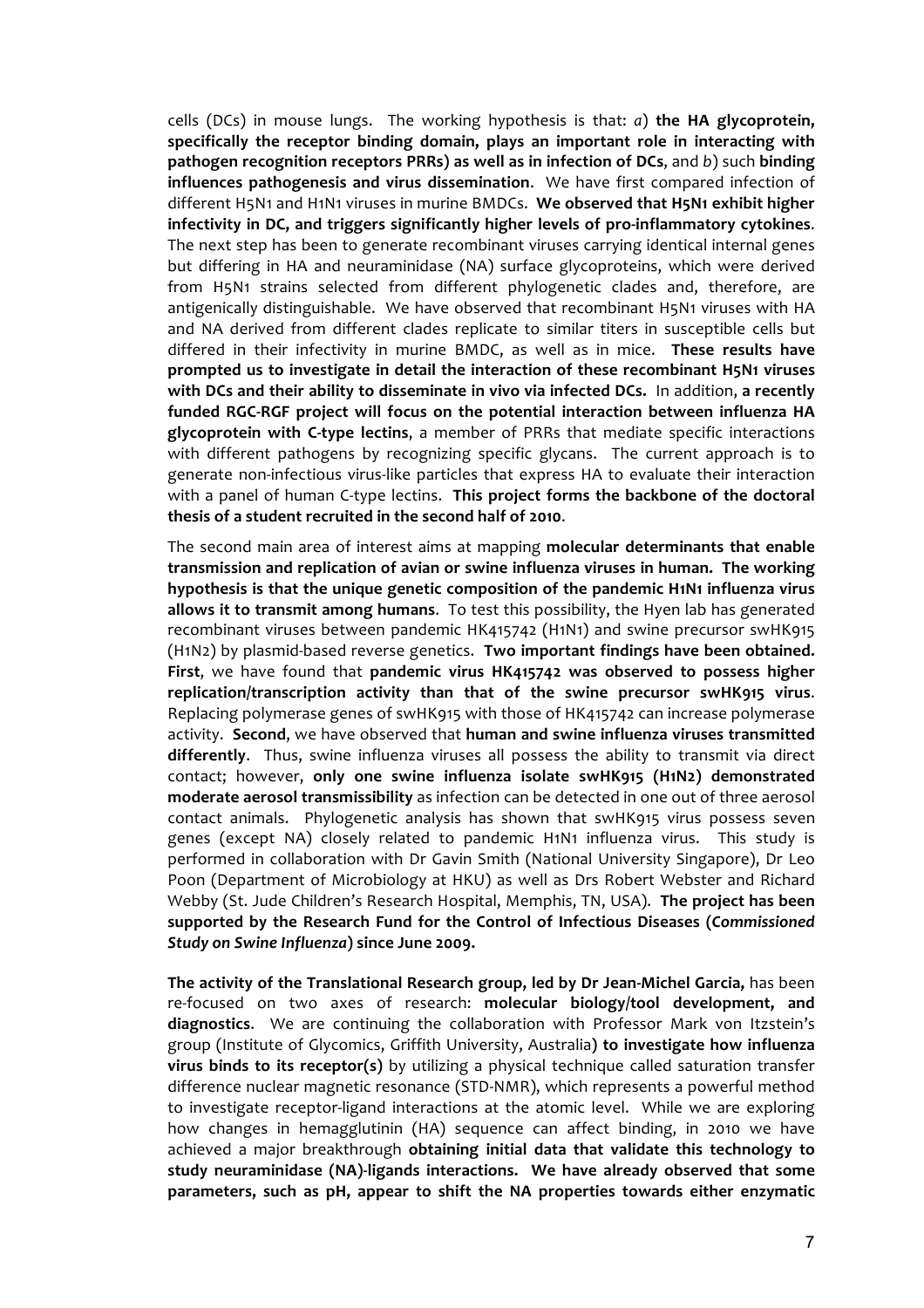cells (DCs) in mouse lungs. The working hypothesis is that: *a*) **the HA glycoprotein, specifically the receptor binding domain, plays an important role in interacting with pathogen recognition receptors PRRs) as well as in infection of DCs**, and *b*) such **binding influences pathogenesis and virus dissemination**. We have first compared infection of different H5N1 and H1N1 viruses in murine BMDCs. **We observed that H5N1 exhibit higher infectivity in DC, and triggers significantly higher levels of pro-inflammatory cytokines**. The next step has been to generate recombinant viruses carrying identical internal genes but differing in HA and neuraminidase (NA) surface glycoproteins, which were derived from H5N1 strains selected from different phylogenetic clades and, therefore, are antigenically distinguishable. We have observed that recombinant H5N1 viruses with HA and NA derived from different clades replicate to similar titers in susceptible cells but differed in their infectivity in murine BMDC, as well as in mice. **These results have prompted us to investigate in detail the interaction of these recombinant H5N1 viruses with DCs and their ability to disseminate in vivo via infected DCs.** In addition, **a recently funded RGC-RGF project will focus on the potential interaction between influenza HA glycoprotein with C-type lectins**, a member of PRRs that mediate specific interactions with different pathogens by recognizing specific glycans. The current approach is to generate non-infectious virus-like particles that express HA to evaluate their interaction with a panel of human C-type lectins. **This project forms the backbone of the doctoral thesis of a student recruited in the second half of 2010**.

The second main area of interest aims at mapping **molecular determinants that enable transmission and replication of avian or swine influenza viruses in human. The working hypothesis is that the unique genetic composition of the pandemic H1N1 influenza virus allows it to transmit among humans**. To test this possibility, the Hyen lab has generated recombinant viruses between pandemic HK415742 (H1N1) and swine precursor swHK915 (H1N2) by plasmid-based reverse genetics. **Two important findings have been obtained. First**, we have found that **pandemic virus HK415742 was observed to possess higher replication/transcription activity than that of the swine precursor swHK915 virus**. Replacing polymerase genes of swHK915 with those of HK415742 can increase polymerase activity. **Second**, we have observed that **human and swine influenza viruses transmitted differently**. Thus, swine influenza viruses all possess the ability to transmit via direct contact; however, **only one swine influenza isolate swHK915 (H1N2) demonstrated moderate aerosol transmissibility** as infection can be detected in one out of three aerosol contact animals. Phylogenetic analysis has shown that swHK915 virus possess seven genes (except NA) closely related to pandemic H1N1 influenza virus. This study is performed in collaboration with Dr Gavin Smith (National University Singapore), Dr Leo Poon (Department of Microbiology at HKU) as well as Drs Robert Webster and Richard Webby (St. Jude Children's Research Hospital, Memphis, TN, USA). **The project has been supported by the Research Fund for the Control of Infectious Diseases (*Commissioned Study on Swine Influenza*) since June 2009.**

**The activity of the Translational Research group, led by Dr Jean-Michel Garcia,** has been re-focused on two axes of research: **molecular biology/tool development, and diagnostics**. We are continuing the collaboration with Professor Mark von Itzstein's group (Institute of Glycomics, Griffith University, Australia**) to investigate how influenza virus binds to its receptor(s)** by utilizing a physical technique called saturation transfer difference nuclear magnetic resonance (STD-NMR), which represents a powerful method to investigate receptor-ligand interactions at the atomic level. While we are exploring how changes in hemagglutinin (HA) sequence can affect binding, in 2010 we have achieved a major breakthrough **obtaining initial data that validate this technology to study neuraminidase (NA)-ligands interactions. We have already observed that some parameters, such as pH, appear to shift the NA properties towards either enzymatic**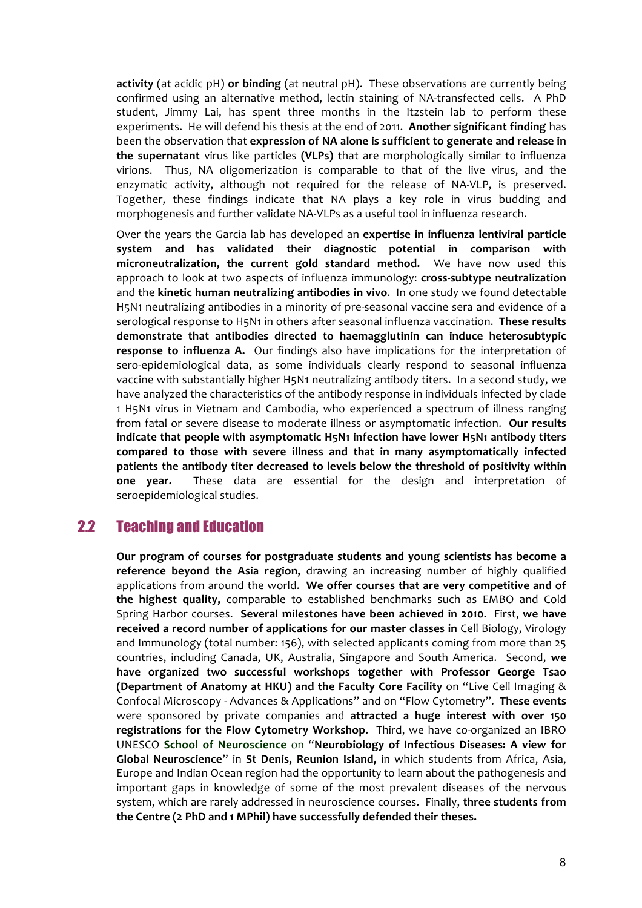**activity** (at acidic pH) **or binding** (at neutral pH). These observations are currently being confirmed using an alternative method, lectin staining of NA-transfected cells. A PhD student, Jimmy Lai, has spent three months in the Itzstein lab to perform these experiments. He will defend his thesis at the end of 2011. **Another significant finding** has been the observation that **expression of NA alone is sufficient to generate and release in the supernatant** virus like particles **(VLPs)** that are morphologically similar to influenza virions. Thus, NA oligomerization is comparable to that of the live virus, and the enzymatic activity, although not required for the release of NA-VLP, is preserved. Together, these findings indicate that NA plays a key role in virus budding and morphogenesis and further validate NA-VLPs as a useful tool in influenza research.

Over the years the Garcia lab has developed an **expertise in influenza lentiviral particle system and has validated their diagnostic potential in comparison with microneutralization, the current gold standard method.** We have now used this approach to look at two aspects of influenza immunology: **cross-subtype neutralization** and the **kinetic human neutralizing antibodies in vivo**. In one study we found detectable H5N1 neutralizing antibodies in a minority of pre-seasonal vaccine sera and evidence of a serological response to H5N1 in others after seasonal influenza vaccination. **These results demonstrate that antibodies directed to haemagglutinin can induce heterosubtypic response to influenza A.** Our findings also have implications for the interpretation of sero-epidemiological data, as some individuals clearly respond to seasonal influenza vaccine with substantially higher H5N1 neutralizing antibody titers. In a second study, we have analyzed the characteristics of the antibody response in individuals infected by clade 1 H5N1 virus in Vietnam and Cambodia, who experienced a spectrum of illness ranging from fatal or severe disease to moderate illness or asymptomatic infection. **Our results indicate that people with asymptomatic H5N1 infection have lower H5N1 antibody titers compared to those with severe illness and that in many asymptomatically infected patients the antibody titer decreased to levels below the threshold of positivity within one year.** These data are essential for the design and interpretation of seroepidemiological studies.

## 2.2 Teaching and Education

**Our program of courses for postgraduate students and young scientists has become a reference beyond the Asia region,** drawing an increasing number of highly qualified applications from around the world. **We offer courses that are very competitive and of the highest quality,** comparable to established benchmarks such as EMBO and Cold Spring Harbor courses. **Several milestones have been achieved in 2010**. First, **we have received a record number of applications for our master classes in** Cell Biology, Virology and Immunology (total number: 156), with selected applicants coming from more than 25 countries, including Canada, UK, Australia, Singapore and South America. Second, **we have organized two successful workshops together with Professor George Tsao (Department of Anatomy at HKU) and the Faculty Core Facility** on "Live Cell Imaging & Confocal Microscopy - Advances & Applications" and on "Flow Cytometry". **These events** were sponsored by private companies and **attracted a huge interest with over 150 registrations for the Flow Cytometry Workshop.** Third, we have co-organized an IBRO UNESCO **School of Neuroscience** on "**Neurobiology of Infectious Diseases: A view for Global Neuroscience**" in **St Denis, Reunion Island,** in which students from Africa, Asia, Europe and Indian Ocean region had the opportunity to learn about the pathogenesis and important gaps in knowledge of some of the most prevalent diseases of the nervous system, which are rarely addressed in neuroscience courses. Finally, **three students from the Centre (2 PhD and 1 MPhil) have successfully defended their theses.**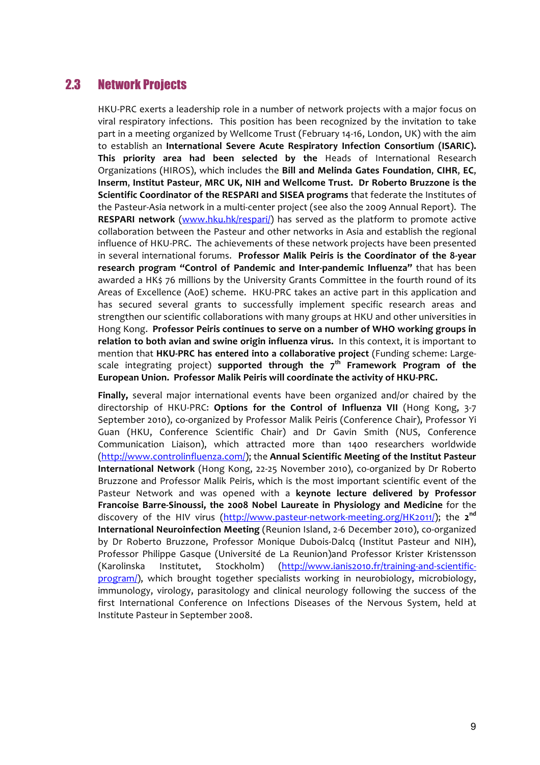## 2.3 Network Projects

HKU-PRC exerts a leadership role in a number of network projects with a major focus on viral respiratory infections. This position has been recognized by the invitation to take part in a meeting organized by Wellcome Trust (February 14-16, London, UK) with the aim to establish an **International Severe Acute Respiratory Infection Consortium (ISARIC). This priority area had been selected by the** Heads of International Research Organizations (HIROS), which includes the **Bill and Melinda Gates Foundation**, **CIHR**, **EC**, **Inserm**, **Institut Pasteur**, **MRC UK**, **NIH and Wellcome Trust. Dr Roberto Bruzzone is the Scientific Coordinator of the RESPARI and SISEA programs** that federate the Institutes of the Pasteur-Asia network in a multi-center project (see also the 2009 Annual Report). The **RESPARI network** (www.hku.hk/respari/) has served as the platform to promote active collaboration between the Pasteur and other networks in Asia and establish the regional influence of HKU-PRC. The achievements of these network projects have been presented in several international forums. **Professor Malik Peiris is the Coordinator of the 8-year research program "Control of Pandemic and Inter-pandemic Influenza"** that has been awarded a HK$ 76 millions by the University Grants Committee in the fourth round of its Areas of Excellence (AoE) scheme. HKU-PRC takes an active part in this application and has secured several grants to successfully implement specific research areas and strengthen our scientific collaborations with many groups at HKU and other universities in Hong Kong. **Professor Peiris continues to serve on a number of WHO working groups in relation to both avian and swine origin influenza virus.** In this context, it is important to mention that **HKU-PRC has entered into a collaborative project** (Funding scheme: Large-scale integrating project) **supported through the 7$^{th}$ Framework Program of the European Union. Professor Malik Peiris will coordinate the activity of HKU-PRC.**

**Finally,** several major international events have been organized and/or chaired by the directorship of HKU-PRC: **Options for the Control of Influenza VII** (Hong Kong, 3-7 September 2010), co-organized by Professor Malik Peiris (Conference Chair), Professor Yi Guan (HKU, Conference Scientific Chair) and Dr Gavin Smith (NUS, Conference Communication Liaison), which attracted more than 1400 researchers worldwide (http://www.controlinfluenza.com/); the **Annual Scientific Meeting of the Institut Pasteur International Network** (Hong Kong, 22-25 November 2010), co-organized by Dr Roberto Bruzzone and Professor Malik Peiris, which is the most important scientific event of the Pasteur Network and was opened with a **keynote lecture delivered by Professor Francoise Barre-Sinoussi, the 2008 Nobel Laureate in Physiology and Medicine** for the discovery of the HIV virus (http://www.pasteur-network-meeting.org/HK2011/); the **2$^{nd}$ International Neuroinfection Meeting** (Reunion Island, 2-6 December 2010), co-organized by Dr Roberto Bruzzone, Professor Monique Dubois-Dalcq (Institut Pasteur and NIH), Professor Philippe Gasque (Université de La Reunion)and Professor Krister Kristensson (Karolinska Institutet, Stockholm) (http://www.ianis2010.fr/training-and-scientific-program/), which brought together specialists working in neurobiology, microbiology, immunology, virology, parasitology and clinical neurology following the success of the first International Conference on Infections Diseases of the Nervous System, held at Institute Pasteur in September 2008.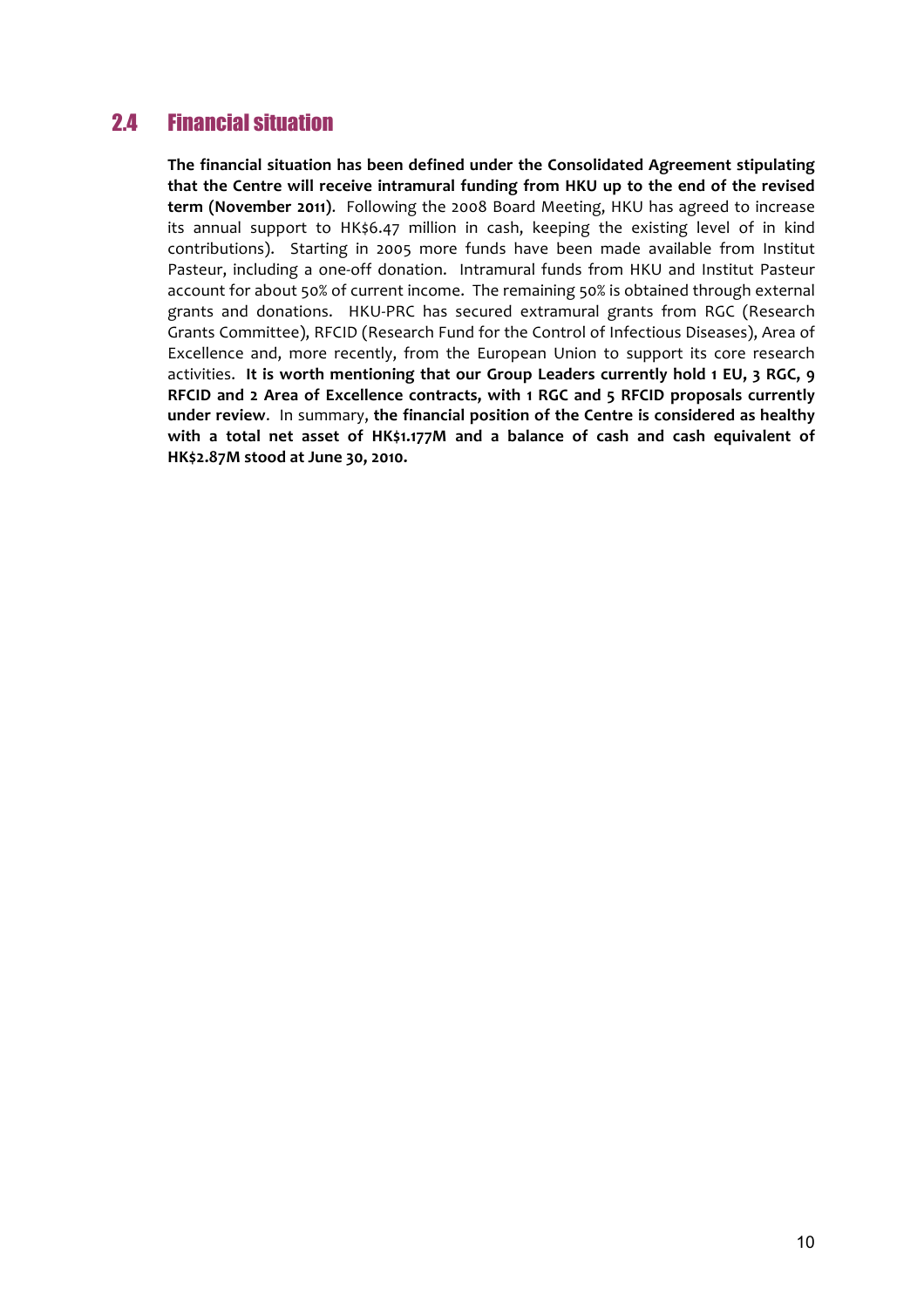## 2.4 Financial situation

**The financial situation has been defined under the Consolidated Agreement stipulating that the Centre will receive intramural funding from HKU up to the end of the revised term (November 2011)**. Following the 2008 Board Meeting, HKU has agreed to increase its annual support to HK$6.47 million in cash, keeping the existing level of in kind contributions). Starting in 2005 more funds have been made available from Institut Pasteur, including a one-off donation. Intramural funds from HKU and Institut Pasteur account for about 50% of current income. The remaining 50% is obtained through external grants and donations. HKU-PRC has secured extramural grants from RGC (Research Grants Committee), RFCID (Research Fund for the Control of Infectious Diseases), Area of Excellence and, more recently, from the European Union to support its core research activities. **It is worth mentioning that our Group Leaders currently hold 1 EU, 3 RGC, 9 RFCID and 2 Area of Excellence contracts, with 1 RGC and 5 RFCID proposals currently under review**. In summary, **the financial position of the Centre is considered as healthy with a total net asset of HK$1.177M and a balance of cash and cash equivalent of HK$2.87M stood at June 30, 2010.**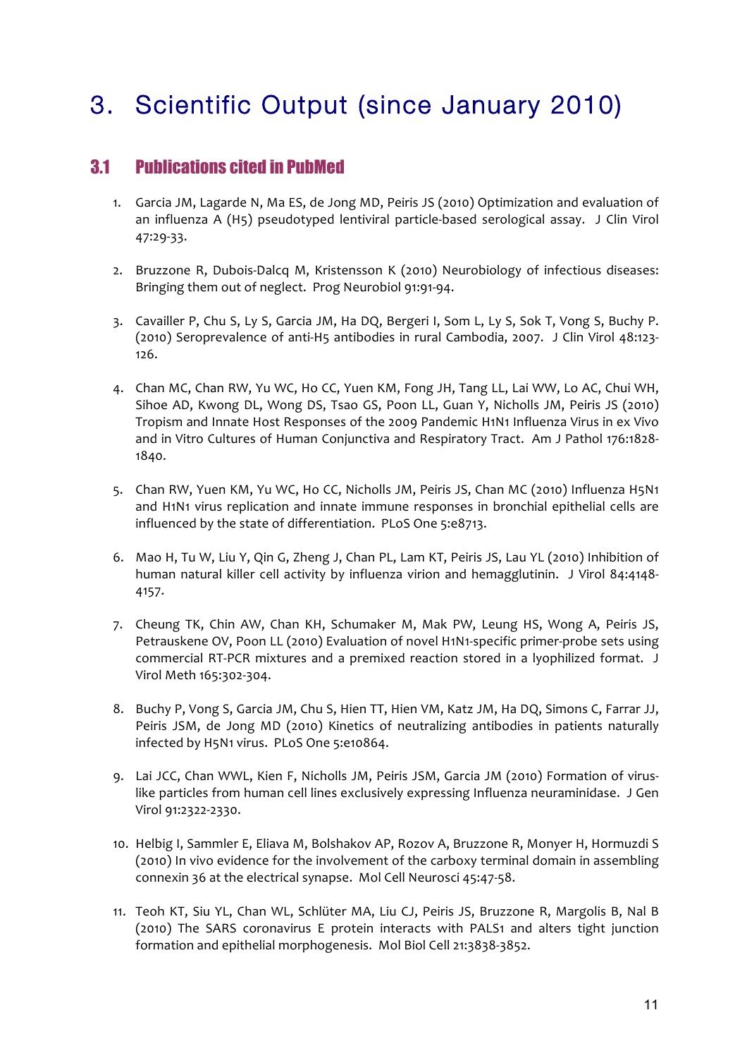# 3. Scientific Output (since January 2010)

## 3.1 Publications cited in PubMed

1. Garcia JM, Lagarde N, Ma ES, de Jong MD, Peiris JS (2010) Optimization and evaluation of an influenza A (H5) pseudotyped lentiviral particle-based serological assay. J Clin Virol 47:29-33.

2. Bruzzone R, Dubois-Dalcq M, Kristensson K (2010) Neurobiology of infectious diseases: Bringing them out of neglect. Prog Neurobiol 91:91-94.

3. Cavailler P, Chu S, Ly S, Garcia JM, Ha DQ, Bergeri I, Som L, Ly S, Sok T, Vong S, Buchy P. (2010) Seroprevalence of anti-H5 antibodies in rural Cambodia, 2007. J Clin Virol 48:123-126.

4. Chan MC, Chan RW, Yu WC, Ho CC, Yuen KM, Fong JH, Tang LL, Lai WW, Lo AC, Chui WH, Sihoe AD, Kwong DL, Wong DS, Tsao GS, Poon LL, Guan Y, Nicholls JM, Peiris JS (2010) Tropism and Innate Host Responses of the 2009 Pandemic H1N1 Influenza Virus in ex Vivo and in Vitro Cultures of Human Conjunctiva and Respiratory Tract. Am J Pathol 176:1828-1840.

5. Chan RW, Yuen KM, Yu WC, Ho CC, Nicholls JM, Peiris JS, Chan MC (2010) Influenza H5N1 and H1N1 virus replication and innate immune responses in bronchial epithelial cells are influenced by the state of differentiation. PLoS One 5:e8713.

6. Mao H, Tu W, Liu Y, Qin G, Zheng J, Chan PL, Lam KT, Peiris JS, Lau YL (2010) Inhibition of human natural killer cell activity by influenza virion and hemagglutinin. J Virol 84:4148-4157.

7. Cheung TK, Chin AW, Chan KH, Schumaker M, Mak PW, Leung HS, Wong A, Peiris JS, Petrauskene OV, Poon LL (2010) Evaluation of novel H1N1-specific primer-probe sets using commercial RT-PCR mixtures and a premixed reaction stored in a lyophilized format. J Virol Meth 165:302-304.

8. Buchy P, Vong S, Garcia JM, Chu S, Hien TT, Hien VM, Katz JM, Ha DQ, Simons C, Farrar JJ, Peiris JSM, de Jong MD (2010) Kinetics of neutralizing antibodies in patients naturally infected by H5N1 virus. PLoS One 5:e10864.

9. Lai JCC, Chan WWL, Kien F, Nicholls JM, Peiris JSM, Garcia JM (2010) Formation of virus-like particles from human cell lines exclusively expressing Influenza neuraminidase. J Gen Virol 91:2322-2330.

10. Helbig I, Sammler E, Eliava M, Bolshakov AP, Rozov A, Bruzzone R, Monyer H, Hormuzdi S (2010) In vivo evidence for the involvement of the carboxy terminal domain in assembling connexin 36 at the electrical synapse. Mol Cell Neurosci 45:47-58.

11. Teoh KT, Siu YL, Chan WL, Schlüter MA, Liu CJ, Peiris JS, Bruzzone R, Margolis B, Nal B (2010) The SARS coronavirus E protein interacts with PALS1 and alters tight junction formation and epithelial morphogenesis. Mol Biol Cell 21:3838-3852.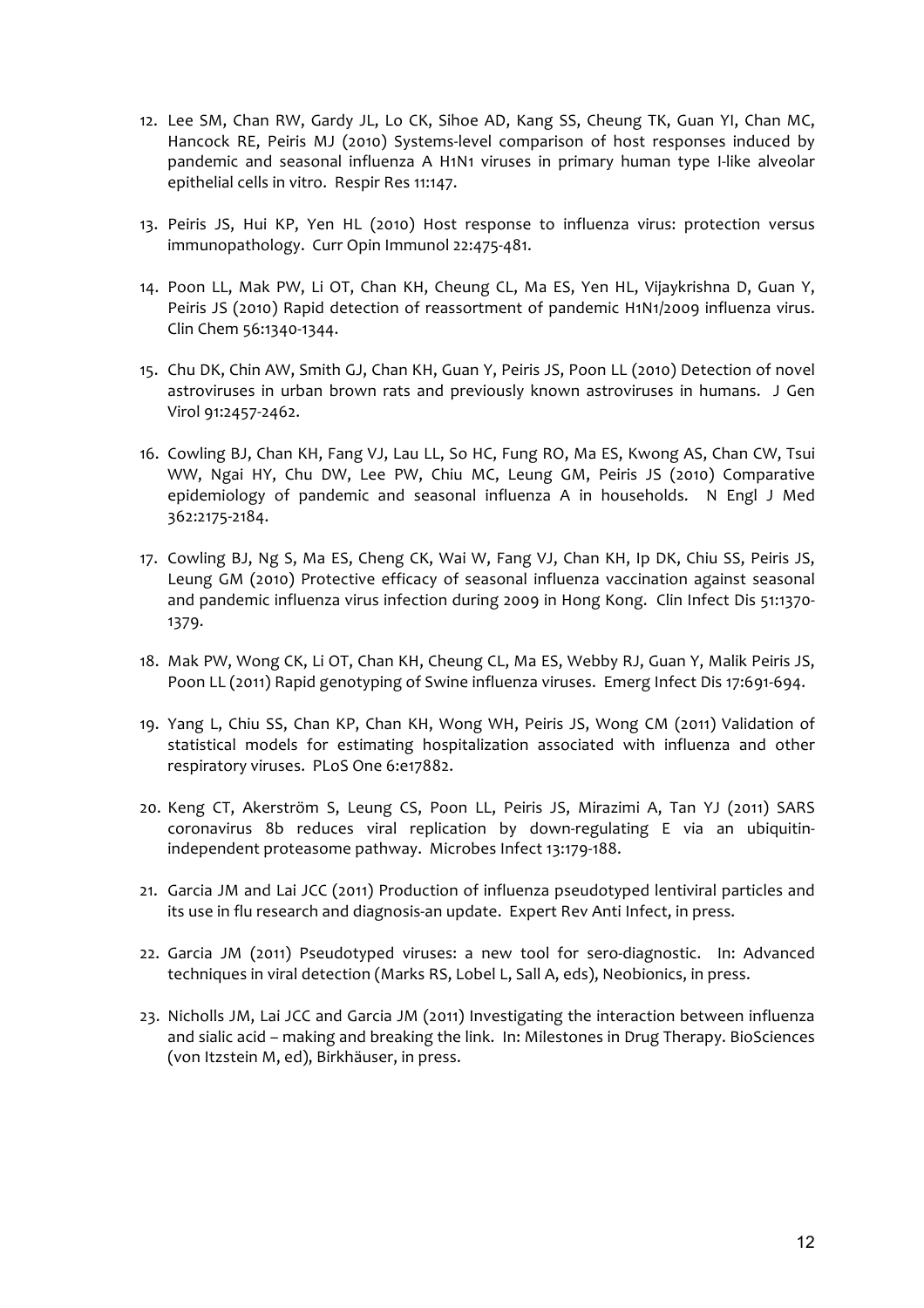12. Lee SM, Chan RW, Gardy JL, Lo CK, Sihoe AD, Kang SS, Cheung TK, Guan YI, Chan MC, Hancock RE, Peiris MJ (2010) Systems-level comparison of host responses induced by pandemic and seasonal influenza A H1N1 viruses in primary human type I-like alveolar epithelial cells in vitro. Respir Res 11:147.

13. Peiris JS, Hui KP, Yen HL (2010) Host response to influenza virus: protection versus immunopathology. Curr Opin Immunol 22:475-481.

14. Poon LL, Mak PW, Li OT, Chan KH, Cheung CL, Ma ES, Yen HL, Vijaykrishna D, Guan Y, Peiris JS (2010) Rapid detection of reassortment of pandemic H1N1/2009 influenza virus. Clin Chem 56:1340-1344.

15. Chu DK, Chin AW, Smith GJ, Chan KH, Guan Y, Peiris JS, Poon LL (2010) Detection of novel astroviruses in urban brown rats and previously known astroviruses in humans. J Gen Virol 91:2457-2462.

16. Cowling BJ, Chan KH, Fang VJ, Lau LL, So HC, Fung RO, Ma ES, Kwong AS, Chan CW, Tsui WW, Ngai HY, Chu DW, Lee PW, Chiu MC, Leung GM, Peiris JS (2010) Comparative epidemiology of pandemic and seasonal influenza A in households. N Engl J Med 362:2175-2184.

17. Cowling BJ, Ng S, Ma ES, Cheng CK, Wai W, Fang VJ, Chan KH, Ip DK, Chiu SS, Peiris JS, Leung GM (2010) Protective efficacy of seasonal influenza vaccination against seasonal and pandemic influenza virus infection during 2009 in Hong Kong. Clin Infect Dis 51:1370-1379.

18. Mak PW, Wong CK, Li OT, Chan KH, Cheung CL, Ma ES, Webby RJ, Guan Y, Malik Peiris JS, Poon LL (2011) Rapid genotyping of Swine influenza viruses. Emerg Infect Dis 17:691-694.

19. Yang L, Chiu SS, Chan KP, Chan KH, Wong WH, Peiris JS, Wong CM (2011) Validation of statistical models for estimating hospitalization associated with influenza and other respiratory viruses. PLoS One 6:e17882.

20. Keng CT, Akerström S, Leung CS, Poon LL, Peiris JS, Mirazimi A, Tan YJ (2011) SARS coronavirus 8b reduces viral replication by down-regulating E via an ubiquitin-independent proteasome pathway. Microbes Infect 13:179-188.

21. Garcia JM and Lai JCC (2011) Production of influenza pseudotyped lentiviral particles and its use in flu research and diagnosis-an update. Expert Rev Anti Infect, in press.

22. Garcia JM (2011) Pseudotyped viruses: a new tool for sero-diagnostic. In: Advanced techniques in viral detection (Marks RS, Lobel L, Sall A, eds), Neobionics, in press.

23. Nicholls JM, Lai JCC and Garcia JM (2011) Investigating the interaction between influenza and sialic acid – making and breaking the link. In: Milestones in Drug Therapy. BioSciences (von Itzstein M, ed), Birkhäuser, in press.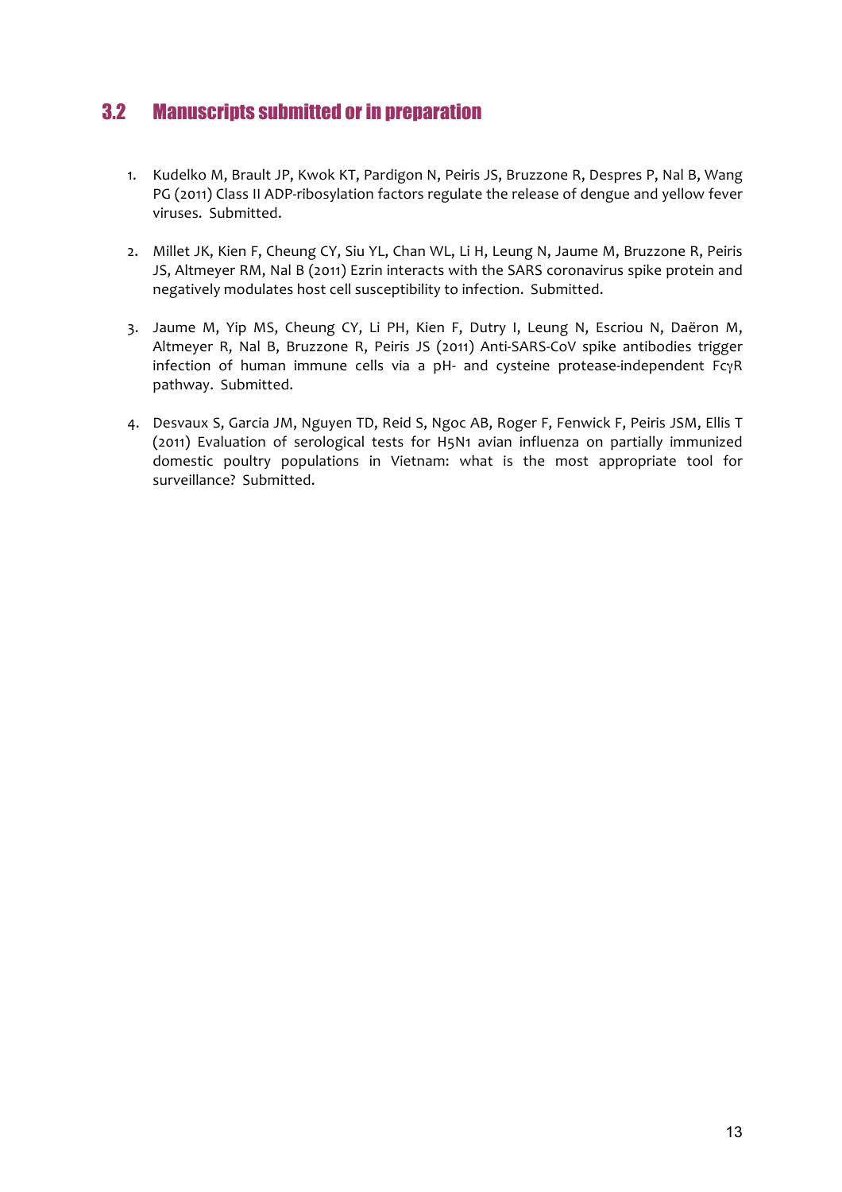## 3.2 Manuscripts submitted or in preparation

1. Kudelko M, Brault JP, Kwok KT, Pardigon N, Peiris JS, Bruzzone R, Despres P, Nal B, Wang PG (2011) Class II ADP-ribosylation factors regulate the release of dengue and yellow fever viruses. Submitted.

2. Millet JK, Kien F, Cheung CY, Siu YL, Chan WL, Li H, Leung N, Jaume M, Bruzzone R, Peiris JS, Altmeyer RM, Nal B (2011) Ezrin interacts with the SARS coronavirus spike protein and negatively modulates host cell susceptibility to infection. Submitted.

3. Jaume M, Yip MS, Cheung CY, Li PH, Kien F, Dutry I, Leung N, Escriou N, Daëron M, Altmeyer R, Nal B, Bruzzone R, Peiris JS (2011) Anti-SARS-CoV spike antibodies trigger infection of human immune cells via a pH- and cysteine protease-independent FcγR pathway. Submitted.

4. Desvaux S, Garcia JM, Nguyen TD, Reid S, Ngoc AB, Roger F, Fenwick F, Peiris JSM, Ellis T (2011) Evaluation of serological tests for H5N1 avian influenza on partially immunized domestic poultry populations in Vietnam: what is the most appropriate tool for surveillance? Submitted.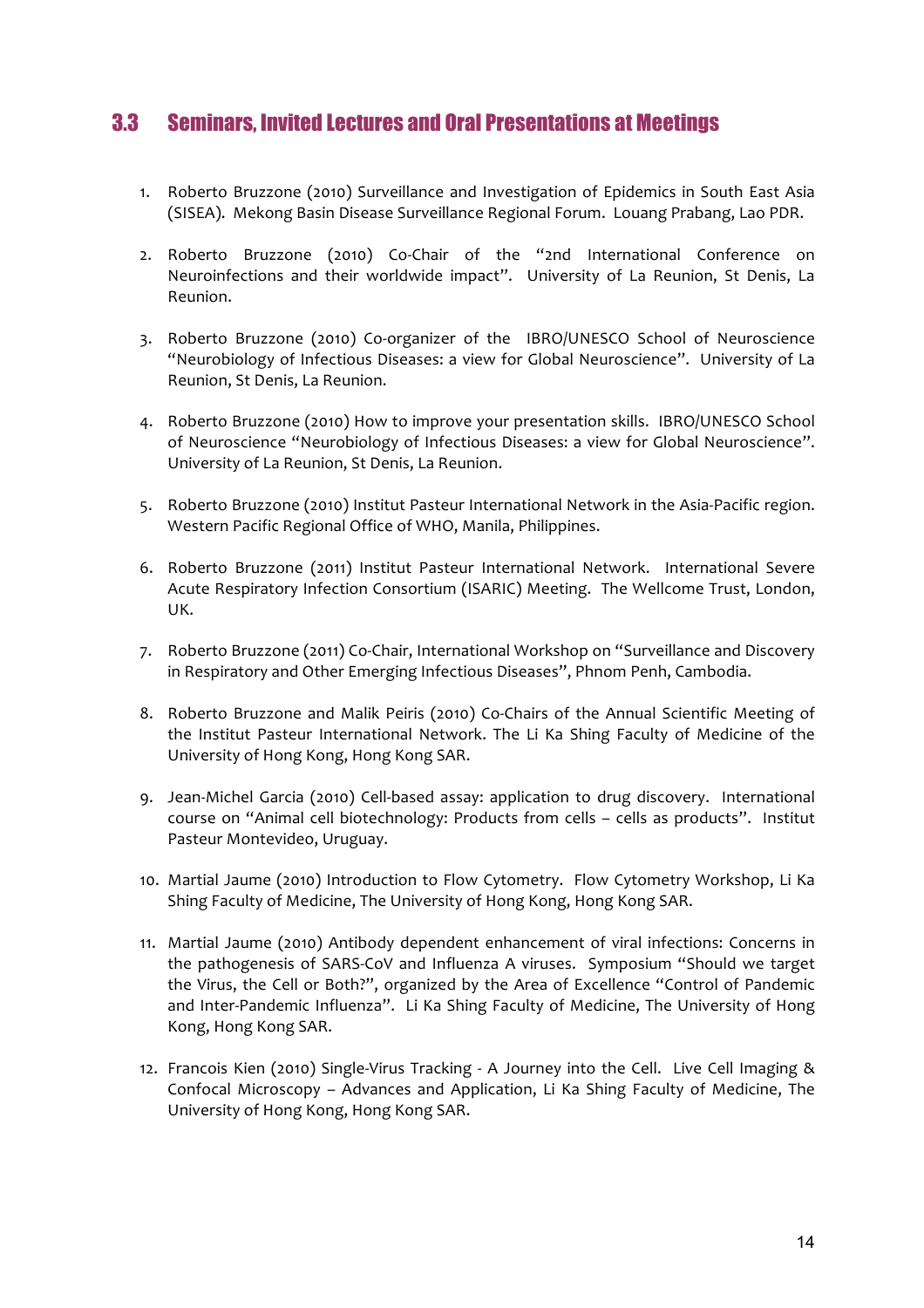## 3.3 Seminars, Invited Lectures and Oral Presentations at Meetings

1. Roberto Bruzzone (2010) Surveillance and Investigation of Epidemics in South East Asia (SISEA). Mekong Basin Disease Surveillance Regional Forum. Louang Prabang, Lao PDR.

2. Roberto Bruzzone (2010) Co-Chair of the "2nd International Conference on Neuroinfections and their worldwide impact". University of La Reunion, St Denis, La Reunion.

3. Roberto Bruzzone (2010) Co-organizer of the IBRO/UNESCO School of Neuroscience "Neurobiology of Infectious Diseases: a view for Global Neuroscience". University of La Reunion, St Denis, La Reunion.

4. Roberto Bruzzone (2010) How to improve your presentation skills. IBRO/UNESCO School of Neuroscience "Neurobiology of Infectious Diseases: a view for Global Neuroscience". University of La Reunion, St Denis, La Reunion.

5. Roberto Bruzzone (2010) Institut Pasteur International Network in the Asia-Pacific region. Western Pacific Regional Office of WHO, Manila, Philippines.

6. Roberto Bruzzone (2011) Institut Pasteur International Network. International Severe Acute Respiratory Infection Consortium (ISARIC) Meeting. The Wellcome Trust, London, UK.

7. Roberto Bruzzone (2011) Co-Chair, International Workshop on "Surveillance and Discovery in Respiratory and Other Emerging Infectious Diseases", Phnom Penh, Cambodia.

8. Roberto Bruzzone and Malik Peiris (2010) Co-Chairs of the Annual Scientific Meeting of the Institut Pasteur International Network. The Li Ka Shing Faculty of Medicine of the University of Hong Kong, Hong Kong SAR.

9. Jean-Michel Garcia (2010) Cell-based assay: application to drug discovery. International course on "Animal cell biotechnology: Products from cells – cells as products". Institut Pasteur Montevideo, Uruguay.

10. Martial Jaume (2010) Introduction to Flow Cytometry. Flow Cytometry Workshop, Li Ka Shing Faculty of Medicine, The University of Hong Kong, Hong Kong SAR.

11. Martial Jaume (2010) Antibody dependent enhancement of viral infections: Concerns in the pathogenesis of SARS-CoV and Influenza A viruses. Symposium "Should we target the Virus, the Cell or Both?", organized by the Area of Excellence "Control of Pandemic and Inter-Pandemic Influenza". Li Ka Shing Faculty of Medicine, The University of Hong Kong, Hong Kong SAR.

12. Francois Kien (2010) Single-Virus Tracking - A Journey into the Cell. Live Cell Imaging & Confocal Microscopy – Advances and Application, Li Ka Shing Faculty of Medicine, The University of Hong Kong, Hong Kong SAR.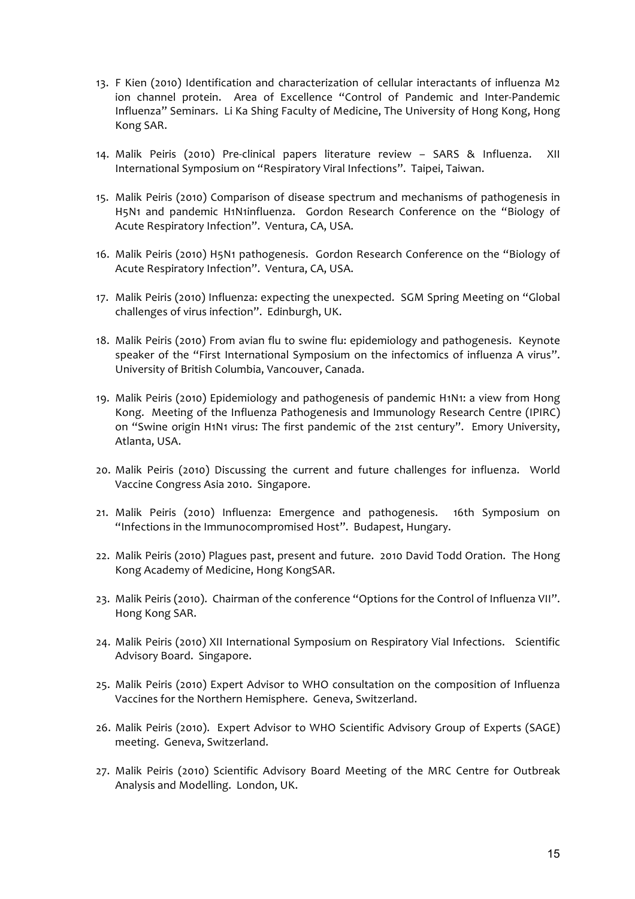13. F Kien (2010) Identification and characterization of cellular interactants of influenza M2 ion channel protein. Area of Excellence "Control of Pandemic and Inter-Pandemic Influenza" Seminars. Li Ka Shing Faculty of Medicine, The University of Hong Kong, Hong Kong SAR.

14. Malik Peiris (2010) Pre-clinical papers literature review – SARS & Influenza. XII International Symposium on "Respiratory Viral Infections". Taipei, Taiwan.

15. Malik Peiris (2010) Comparison of disease spectrum and mechanisms of pathogenesis in H5N1 and pandemic H1N1influenza. Gordon Research Conference on the "Biology of Acute Respiratory Infection". Ventura, CA, USA.

16. Malik Peiris (2010) H5N1 pathogenesis. Gordon Research Conference on the "Biology of Acute Respiratory Infection". Ventura, CA, USA.

17. Malik Peiris (2010) Influenza: expecting the unexpected. SGM Spring Meeting on "Global challenges of virus infection". Edinburgh, UK.

18. Malik Peiris (2010) From avian flu to swine flu: epidemiology and pathogenesis. Keynote speaker of the "First International Symposium on the infectomics of influenza A virus". University of British Columbia, Vancouver, Canada.

19. Malik Peiris (2010) Epidemiology and pathogenesis of pandemic H1N1: a view from Hong Kong. Meeting of the Influenza Pathogenesis and Immunology Research Centre (IPIRC) on "Swine origin H1N1 virus: The first pandemic of the 21st century". Emory University, Atlanta, USA.

20. Malik Peiris (2010) Discussing the current and future challenges for influenza. World Vaccine Congress Asia 2010. Singapore.

21. Malik Peiris (2010) Influenza: Emergence and pathogenesis. 16th Symposium on "Infections in the Immunocompromised Host". Budapest, Hungary.

22. Malik Peiris (2010) Plagues past, present and future. 2010 David Todd Oration. The Hong Kong Academy of Medicine, Hong KongSAR.

23. Malik Peiris (2010). Chairman of the conference "Options for the Control of Influenza VII". Hong Kong SAR.

24. Malik Peiris (2010) XII International Symposium on Respiratory Vial Infections. Scientific Advisory Board. Singapore.

25. Malik Peiris (2010) Expert Advisor to WHO consultation on the composition of Influenza Vaccines for the Northern Hemisphere. Geneva, Switzerland.

26. Malik Peiris (2010). Expert Advisor to WHO Scientific Advisory Group of Experts (SAGE) meeting. Geneva, Switzerland.

27. Malik Peiris (2010) Scientific Advisory Board Meeting of the MRC Centre for Outbreak Analysis and Modelling. London, UK.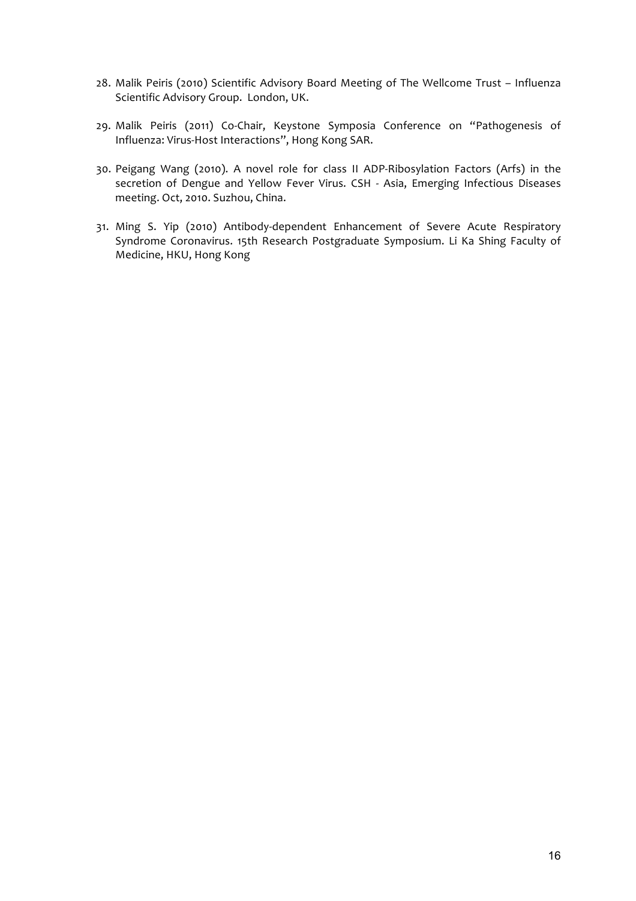28. Malik Peiris (2010) Scientific Advisory Board Meeting of The Wellcome Trust – Influenza Scientific Advisory Group. London, UK.

29. Malik Peiris (2011) Co-Chair, Keystone Symposia Conference on "Pathogenesis of Influenza: Virus-Host Interactions", Hong Kong SAR.

30. Peigang Wang (2010). A novel role for class II ADP-Ribosylation Factors (Arfs) in the secretion of Dengue and Yellow Fever Virus. CSH - Asia, Emerging Infectious Diseases meeting. Oct, 2010. Suzhou, China.

31. Ming S. Yip (2010) Antibody-dependent Enhancement of Severe Acute Respiratory Syndrome Coronavirus. 15th Research Postgraduate Symposium. Li Ka Shing Faculty of Medicine, HKU, Hong Kong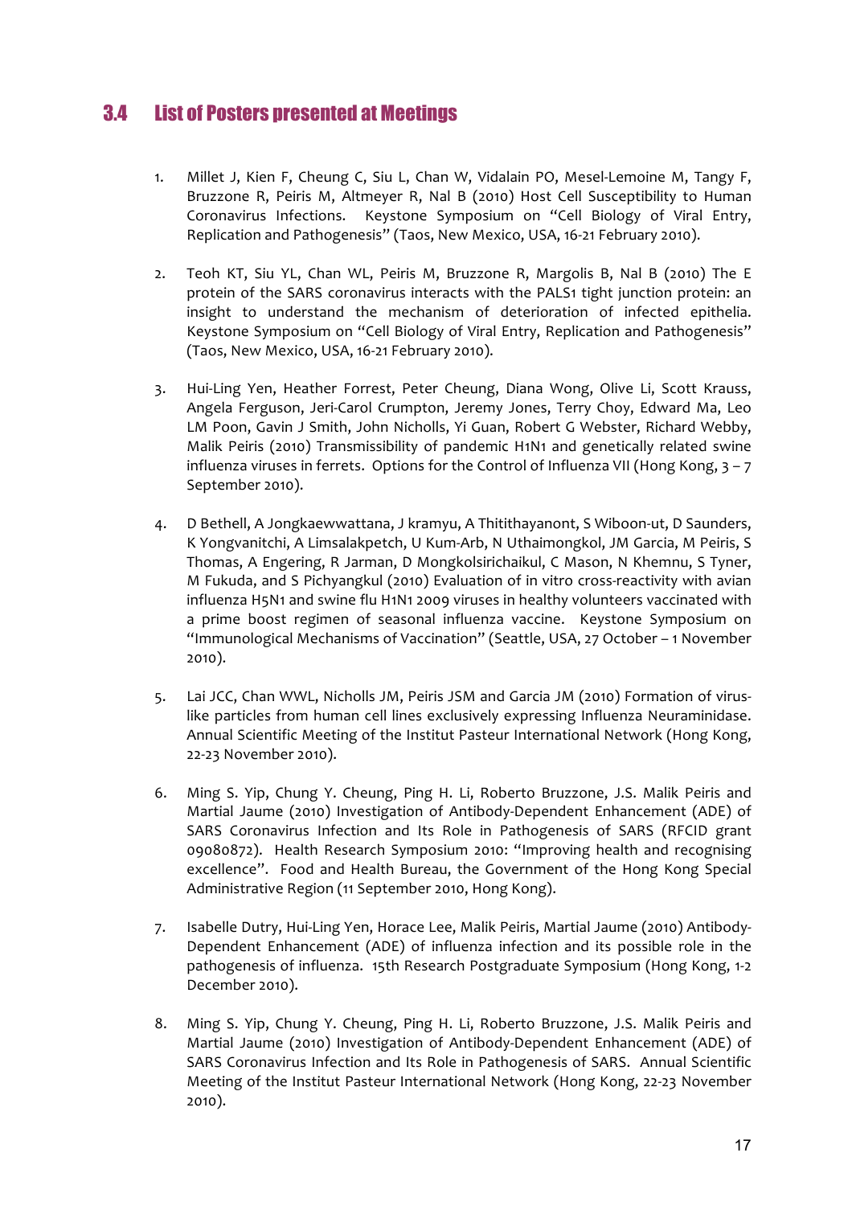## 3.4 List of Posters presented at Meetings

1. Millet J, Kien F, Cheung C, Siu L, Chan W, Vidalain PO, Mesel-Lemoine M, Tangy F, Bruzzone R, Peiris M, Altmeyer R, Nal B (2010) Host Cell Susceptibility to Human Coronavirus Infections. Keystone Symposium on "Cell Biology of Viral Entry, Replication and Pathogenesis" (Taos, New Mexico, USA, 16-21 February 2010).

2. Teoh KT, Siu YL, Chan WL, Peiris M, Bruzzone R, Margolis B, Nal B (2010) The E protein of the SARS coronavirus interacts with the PALS1 tight junction protein: an insight to understand the mechanism of deterioration of infected epithelia. Keystone Symposium on "Cell Biology of Viral Entry, Replication and Pathogenesis" (Taos, New Mexico, USA, 16-21 February 2010).

3. Hui-Ling Yen, Heather Forrest, Peter Cheung, Diana Wong, Olive Li, Scott Krauss, Angela Ferguson, Jeri-Carol Crumpton, Jeremy Jones, Terry Choy, Edward Ma, Leo LM Poon, Gavin J Smith, John Nicholls, Yi Guan, Robert G Webster, Richard Webby, Malik Peiris (2010) Transmissibility of pandemic H1N1 and genetically related swine influenza viruses in ferrets. Options for the Control of Influenza VII (Hong Kong, 3 – 7 September 2010).

4. D Bethell, A Jongkaewwattana, J kramyu, A Thitithayanont, S Wiboon-ut, D Saunders, K Yongvanitchi, A Limsalakpetch, U Kum-Arb, N Uthaimongkol, JM Garcia, M Peiris, S Thomas, A Engering, R Jarman, D Mongkolsirichaikul, C Mason, N Khemnu, S Tyner, M Fukuda, and S Pichyangkul (2010) Evaluation of in vitro cross-reactivity with avian influenza H5N1 and swine flu H1N1 2009 viruses in healthy volunteers vaccinated with a prime boost regimen of seasonal influenza vaccine. Keystone Symposium on "Immunological Mechanisms of Vaccination" (Seattle, USA, 27 October – 1 November 2010).

5. Lai JCC, Chan WWL, Nicholls JM, Peiris JSM and Garcia JM (2010) Formation of virus-like particles from human cell lines exclusively expressing Influenza Neuraminidase. Annual Scientific Meeting of the Institut Pasteur International Network (Hong Kong, 22-23 November 2010).

6. Ming S. Yip, Chung Y. Cheung, Ping H. Li, Roberto Bruzzone, J.S. Malik Peiris and Martial Jaume (2010) Investigation of Antibody-Dependent Enhancement (ADE) of SARS Coronavirus Infection and Its Role in Pathogenesis of SARS (RFCID grant 09080872). Health Research Symposium 2010: "Improving health and recognising excellence". Food and Health Bureau, the Government of the Hong Kong Special Administrative Region (11 September 2010, Hong Kong).

7. Isabelle Dutry, Hui-Ling Yen, Horace Lee, Malik Peiris, Martial Jaume (2010) Antibody-Dependent Enhancement (ADE) of influenza infection and its possible role in the pathogenesis of influenza. 15th Research Postgraduate Symposium (Hong Kong, 1-2 December 2010).

8. Ming S. Yip, Chung Y. Cheung, Ping H. Li, Roberto Bruzzone, J.S. Malik Peiris and Martial Jaume (2010) Investigation of Antibody-Dependent Enhancement (ADE) of SARS Coronavirus Infection and Its Role in Pathogenesis of SARS. Annual Scientific Meeting of the Institut Pasteur International Network (Hong Kong, 22-23 November 2010).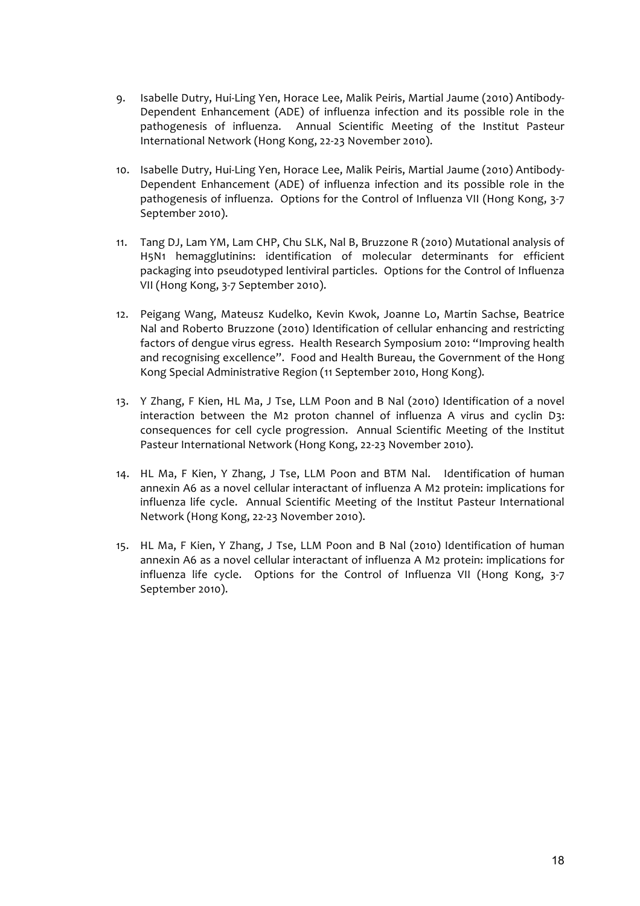9. Isabelle Dutry, Hui-Ling Yen, Horace Lee, Malik Peiris, Martial Jaume (2010) Antibody-Dependent Enhancement (ADE) of influenza infection and its possible role in the pathogenesis of influenza. Annual Scientific Meeting of the Institut Pasteur International Network (Hong Kong, 22-23 November 2010).

10. Isabelle Dutry, Hui-Ling Yen, Horace Lee, Malik Peiris, Martial Jaume (2010) Antibody-Dependent Enhancement (ADE) of influenza infection and its possible role in the pathogenesis of influenza. Options for the Control of Influenza VII (Hong Kong, 3-7 September 2010).

11. Tang DJ, Lam YM, Lam CHP, Chu SLK, Nal B, Bruzzone R (2010) Mutational analysis of H5N1 hemagglutinins: identification of molecular determinants for efficient packaging into pseudotyped lentiviral particles. Options for the Control of Influenza VII (Hong Kong, 3-7 September 2010).

12. Peigang Wang, Mateusz Kudelko, Kevin Kwok, Joanne Lo, Martin Sachse, Beatrice Nal and Roberto Bruzzone (2010) Identification of cellular enhancing and restricting factors of dengue virus egress. Health Research Symposium 2010: "Improving health and recognising excellence". Food and Health Bureau, the Government of the Hong Kong Special Administrative Region (11 September 2010, Hong Kong).

13. Y Zhang, F Kien, HL Ma, J Tse, LLM Poon and B Nal (2010) Identification of a novel interaction between the M2 proton channel of influenza A virus and cyclin D3: consequences for cell cycle progression. Annual Scientific Meeting of the Institut Pasteur International Network (Hong Kong, 22-23 November 2010).

14. HL Ma, F Kien, Y Zhang, J Tse, LLM Poon and BTM Nal. Identification of human annexin A6 as a novel cellular interactant of influenza A M2 protein: implications for influenza life cycle. Annual Scientific Meeting of the Institut Pasteur International Network (Hong Kong, 22-23 November 2010).

15. HL Ma, F Kien, Y Zhang, J Tse, LLM Poon and B Nal (2010) Identification of human annexin A6 as a novel cellular interactant of influenza A M2 protein: implications for influenza life cycle. Options for the Control of Influenza VII (Hong Kong, 3-7 September 2010).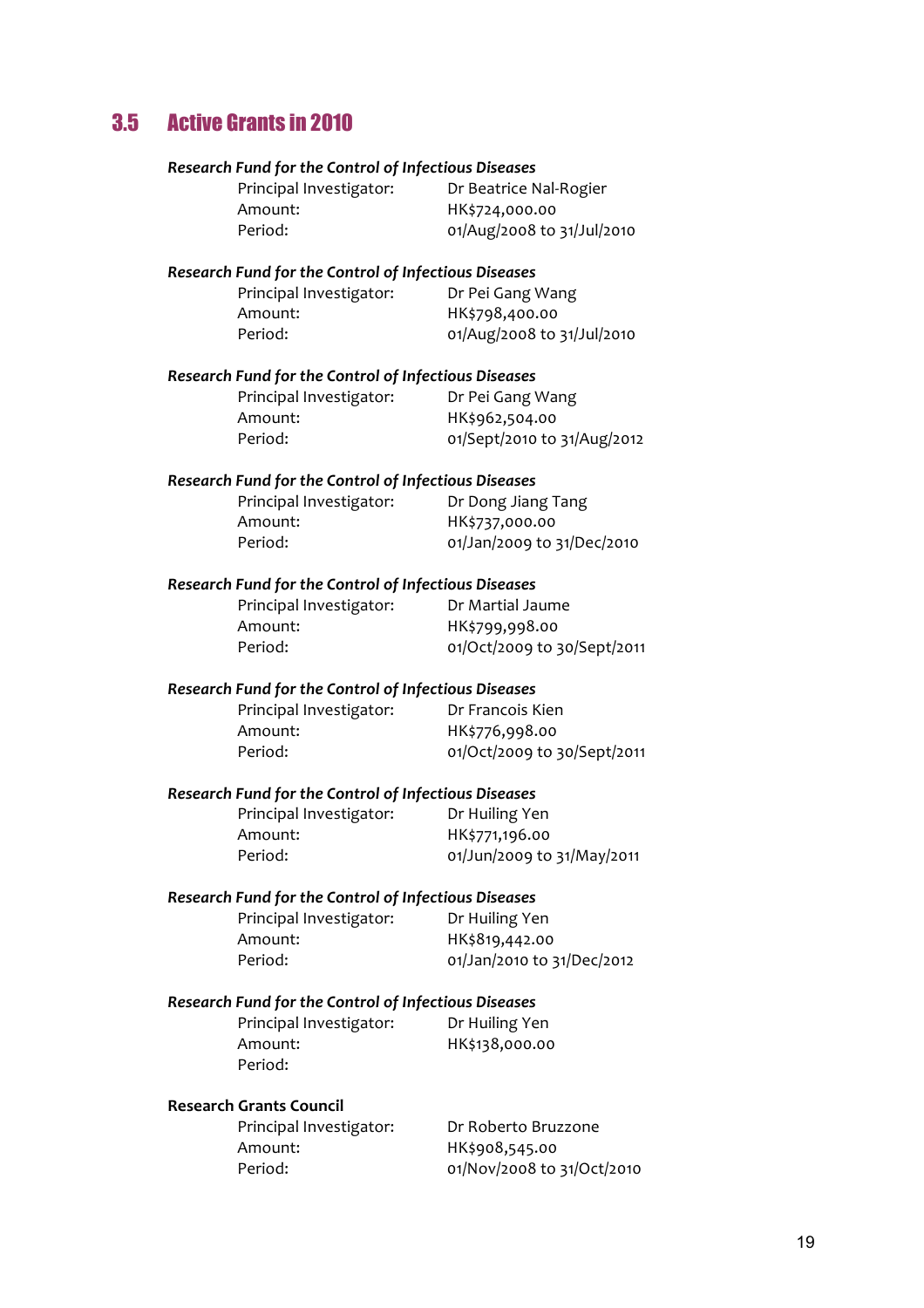## 3.5 Active Grants in 2010

***Research Fund for the Control of Infectious Diseases***

| | |
|---|---|
| Principal Investigator: | Dr Beatrice Nal-Rogier |
| Amount: | HK$724,000.00 |
| Period: | 01/Aug/2008 to 31/Jul/2010 |

***Research Fund for the Control of Infectious Diseases***

| | |
|---|---|
| Principal Investigator: | Dr Pei Gang Wang |
| Amount: | HK$798,400.00 |
| Period: | 01/Aug/2008 to 31/Jul/2010 |

***Research Fund for the Control of Infectious Diseases***

| | |
|---|---|
| Principal Investigator: | Dr Pei Gang Wang |
| Amount: | HK$962,504.00 |
| Period: | 01/Sept/2010 to 31/Aug/2012 |

***Research Fund for the Control of Infectious Diseases***

| | |
|---|---|
| Principal Investigator: | Dr Dong Jiang Tang |
| Amount: | HK$737,000.00 |
| Period: | 01/Jan/2009 to 31/Dec/2010 |

***Research Fund for the Control of Infectious Diseases***

| | |
|---|---|
| Principal Investigator: | Dr Martial Jaume |
| Amount: | HK$799,998.00 |
| Period: | 01/Oct/2009 to 30/Sept/2011 |

***Research Fund for the Control of Infectious Diseases***

| | |
|---|---|
| Principal Investigator: | Dr Francois Kien |
| Amount: | HK$776,998.00 |
| Period: | 01/Oct/2009 to 30/Sept/2011 |

***Research Fund for the Control of Infectious Diseases***

| | |
|---|---|
| Principal Investigator: | Dr Huiling Yen |
| Amount: | HK$771,196.00 |
| Period: | 01/Jun/2009 to 31/May/2011 |

***Research Fund for the Control of Infectious Diseases***

| | |
|---|---|
| Principal Investigator: | Dr Huiling Yen |
| Amount: | HK$819,442.00 |
| Period: | 01/Jan/2010 to 31/Dec/2012 |

***Research Fund for the Control of Infectious Diseases***

| | |
|---|---|
| Principal Investigator: | Dr Huiling Yen |
| Amount: | HK$138,000.00 |
| Period: | |

**Research Grants Council**

| | |
|---|---|
| Principal Investigator: | Dr Roberto Bruzzone |
| Amount: | HK$908,545.00 |
| Period: | 01/Nov/2008 to 31/Oct/2010 |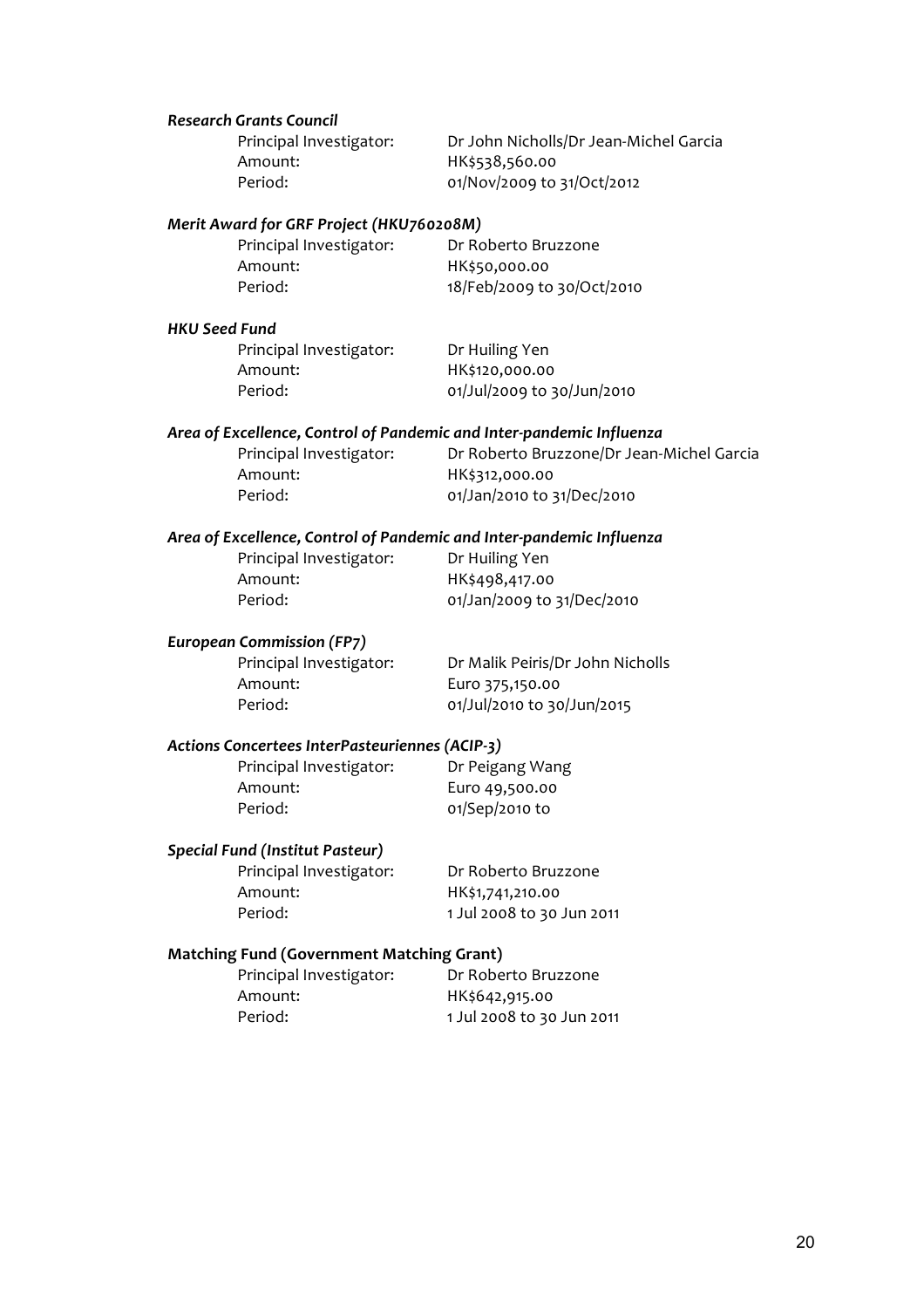***Research Grants Council***

Principal Investigator: Dr John Nicholls/Dr Jean-Michel Garcia
Amount: HK$538,560.00
Period: 01/Nov/2009 to 31/Oct/2012

***Merit Award for GRF Project (HKU760208M)***

Principal Investigator: Dr Roberto Bruzzone
Amount: HK$50,000.00
Period: 18/Feb/2009 to 30/Oct/2010

***HKU Seed Fund***

Principal Investigator: Dr Huiling Yen
Amount: HK$120,000.00
Period: 01/Jul/2009 to 30/Jun/2010

***Area of Excellence, Control of Pandemic and Inter-pandemic Influenza***

Principal Investigator: Dr Roberto Bruzzone/Dr Jean-Michel Garcia
Amount: HK$312,000.00
Period: 01/Jan/2010 to 31/Dec/2010

***Area of Excellence, Control of Pandemic and Inter-pandemic Influenza***

Principal Investigator: Dr Huiling Yen
Amount: HK$498,417.00
Period: 01/Jan/2009 to 31/Dec/2010

***European Commission (FP7)***

Principal Investigator: Dr Malik Peiris/Dr John Nicholls
Amount: Euro 375,150.00
Period: 01/Jul/2010 to 30/Jun/2015

***Actions Concertees InterPasteuriennes (ACIP-3)***

Principal Investigator: Dr Peigang Wang
Amount: Euro 49,500.00
Period: 01/Sep/2010 to

***Special Fund (Institut Pasteur)***

Principal Investigator: Dr Roberto Bruzzone
Amount: HK$1,741,210.00
Period: 1 Jul 2008 to 30 Jun 2011

**Matching Fund (Government Matching Grant)**

Principal Investigator: Dr Roberto Bruzzone
Amount: HK$642,915.00
Period: 1 Jul 2008 to 30 Jun 2011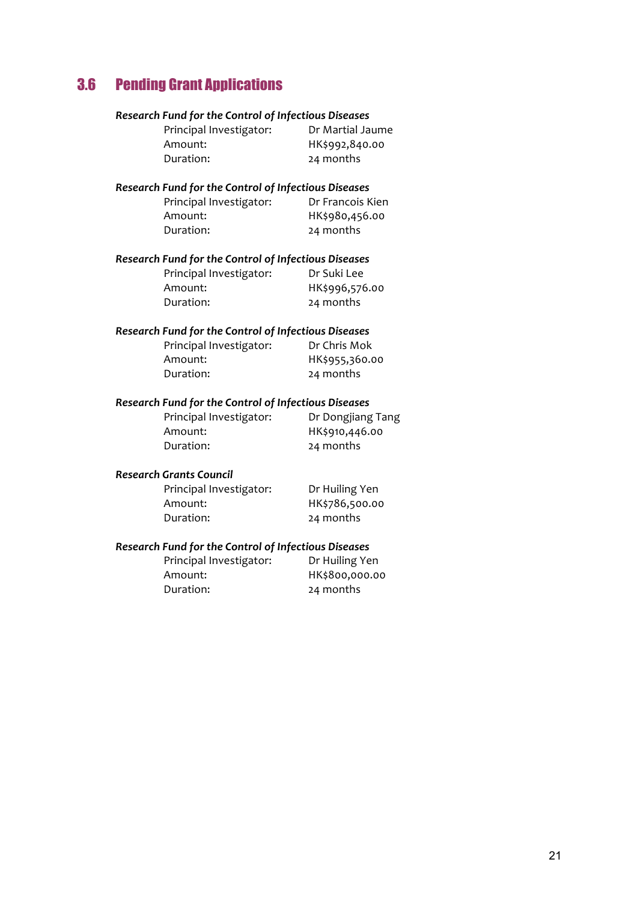## 3.6 Pending Grant Applications

***Research Fund for the Control of Infectious Diseases***

Principal Investigator: Dr Martial Jaume
Amount: HK$992,840.00
Duration: 24 months

***Research Fund for the Control of Infectious Diseases***

Principal Investigator: Dr Francois Kien
Amount: HK$980,456.00
Duration: 24 months

***Research Fund for the Control of Infectious Diseases***

Principal Investigator: Dr Suki Lee
Amount: HK$996,576.00
Duration: 24 months

***Research Fund for the Control of Infectious Diseases***

Principal Investigator: Dr Chris Mok
Amount: HK$955,360.00
Duration: 24 months

***Research Fund for the Control of Infectious Diseases***

Principal Investigator: Dr Dongjiang Tang
Amount: HK$910,446.00
Duration: 24 months

***Research Grants Council***

Principal Investigator: Dr Huiling Yen
Amount: HK$786,500.00
Duration: 24 months

***Research Fund for the Control of Infectious Diseases***

Principal Investigator: Dr Huiling Yen
Amount: HK$800,000.00
Duration: 24 months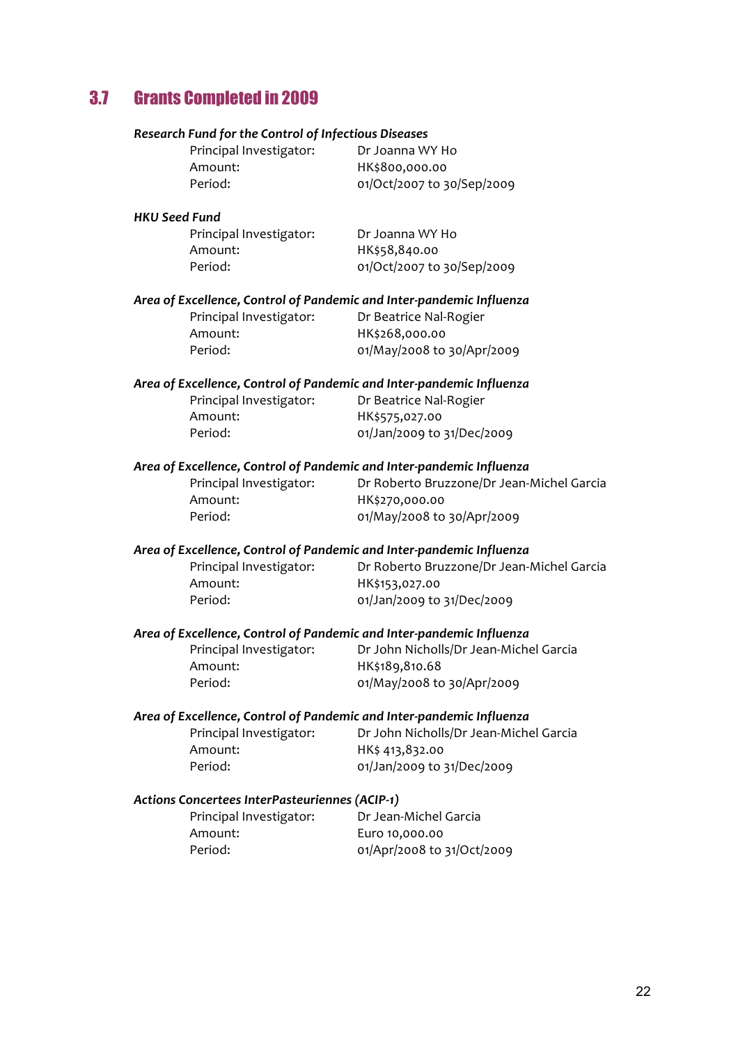## 3.7 Grants Completed in 2009

***Research Fund for the Control of Infectious Diseases***

| | |
|---|---|
| Principal Investigator: | Dr Joanna WY Ho |
| Amount: | HK$800,000.00 |
| Period: | 01/Oct/2007 to 30/Sep/2009 |

***HKU Seed Fund***

| | |
|---|---|
| Principal Investigator: | Dr Joanna WY Ho |
| Amount: | HK$58,840.00 |
| Period: | 01/Oct/2007 to 30/Sep/2009 |

***Area of Excellence, Control of Pandemic and Inter-pandemic Influenza***

| | |
|---|---|
| Principal Investigator: | Dr Beatrice Nal-Rogier |
| Amount: | HK$268,000.00 |
| Period: | 01/May/2008 to 30/Apr/2009 |

***Area of Excellence, Control of Pandemic and Inter-pandemic Influenza***

| | |
|---|---|
| Principal Investigator: | Dr Beatrice Nal-Rogier |
| Amount: | HK$575,027.00 |
| Period: | 01/Jan/2009 to 31/Dec/2009 |

***Area of Excellence, Control of Pandemic and Inter-pandemic Influenza***

| | |
|---|---|
| Principal Investigator: | Dr Roberto Bruzzone/Dr Jean-Michel Garcia |
| Amount: | HK$270,000.00 |
| Period: | 01/May/2008 to 30/Apr/2009 |

***Area of Excellence, Control of Pandemic and Inter-pandemic Influenza***

| | |
|---|---|
| Principal Investigator: | Dr Roberto Bruzzone/Dr Jean-Michel Garcia |
| Amount: | HK$153,027.00 |
| Period: | 01/Jan/2009 to 31/Dec/2009 |

***Area of Excellence, Control of Pandemic and Inter-pandemic Influenza***

| | |
|---|---|
| Principal Investigator: | Dr John Nicholls/Dr Jean-Michel Garcia |
| Amount: | HK$189,810.68 |
| Period: | 01/May/2008 to 30/Apr/2009 |

***Area of Excellence, Control of Pandemic and Inter-pandemic Influenza***

| | |
|---|---|
| Principal Investigator: | Dr John Nicholls/Dr Jean-Michel Garcia |
| Amount: | HK$ 413,832.00 |
| Period: | 01/Jan/2009 to 31/Dec/2009 |

***Actions Concertees InterPasteuriennes (ACIP-1)***

| | |
|---|---|
| Principal Investigator: | Dr Jean-Michel Garcia |
| Amount: | Euro 10,000.00 |
| Period: | 01/Apr/2008 to 31/Oct/2009 |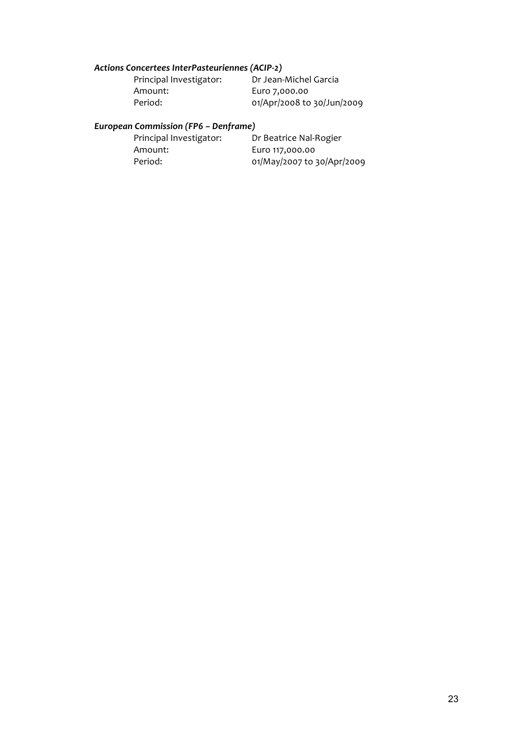***Actions Concertees InterPasteuriennes (ACIP-2)***

| | |
|---|---|
| Principal Investigator: | Dr Jean-Michel Garcia |
| Amount: | Euro 7,000.00 |
| Period: | 01/Apr/2008 to 30/Jun/2009 |

***European Commission (FP6 – Denframe)***

| | |
|---|---|
| Principal Investigator: | Dr Beatrice Nal-Rogier |
| Amount: | Euro 117,000.00 |
| Period: | 01/May/2007 to 30/Apr/2009 |